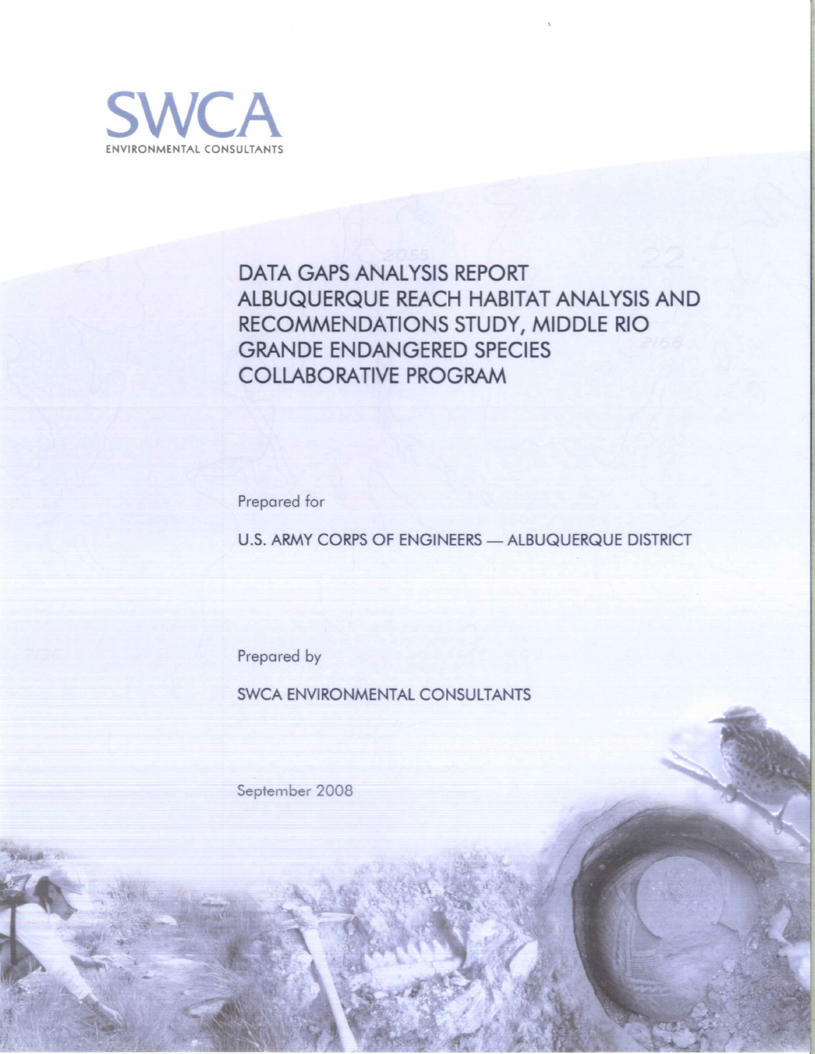SWCA

ENVIRONMENTAL CONSULTANTS

# DATA GAPS ANALYSIS REPORT ALBUQUERQUE REACH HABITAT ANALYSIS AND RECOMMENDATIONS STUDY, MIDDLE RIO GRANDE ENDANGERED SPECIES COLLABORATIVE PROGRAM

Prepared for

U.S. ARMY CORPS OF ENGINEERS — ALBUQUERQUE DISTRICT

Prepared by

SWCA ENVIRONMENTAL CONSULTANTS

September 2008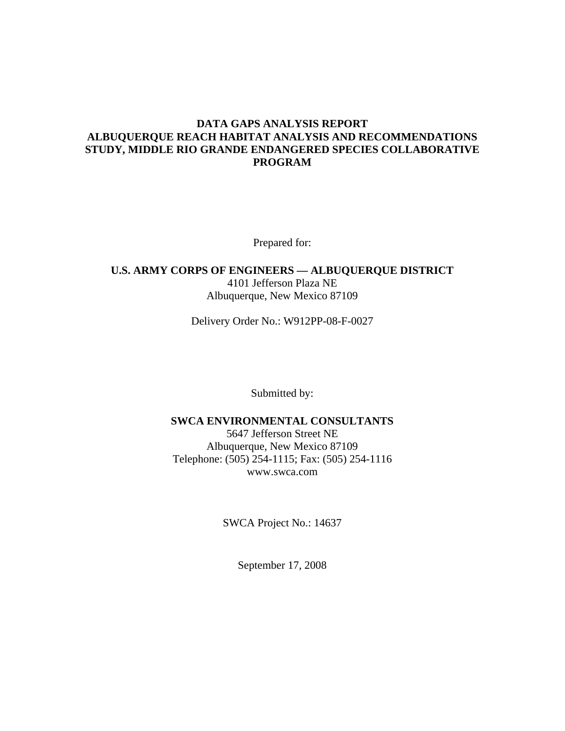# DATA GAPS ANALYSIS REPORT ALBUQUERQUE REACH HABITAT ANALYSIS AND RECOMMENDATIONS STUDY, MIDDLE RIO GRANDE ENDANGERED SPECIES COLLABORATIVE PROGRAM

Prepared for:

**U.S. ARMY CORPS OF ENGINEERS — ALBUQUERQUE DISTRICT**
4101 Jefferson Plaza NE
Albuquerque, New Mexico 87109

Delivery Order No.: W912PP-08-F-0027

Submitted by:

**SWCA ENVIRONMENTAL CONSULTANTS**
5647 Jefferson Street NE
Albuquerque, New Mexico 87109
Telephone: (505) 254-1115; Fax: (505) 254-1116
www.swca.com

SWCA Project No.: 14637

September 17, 2008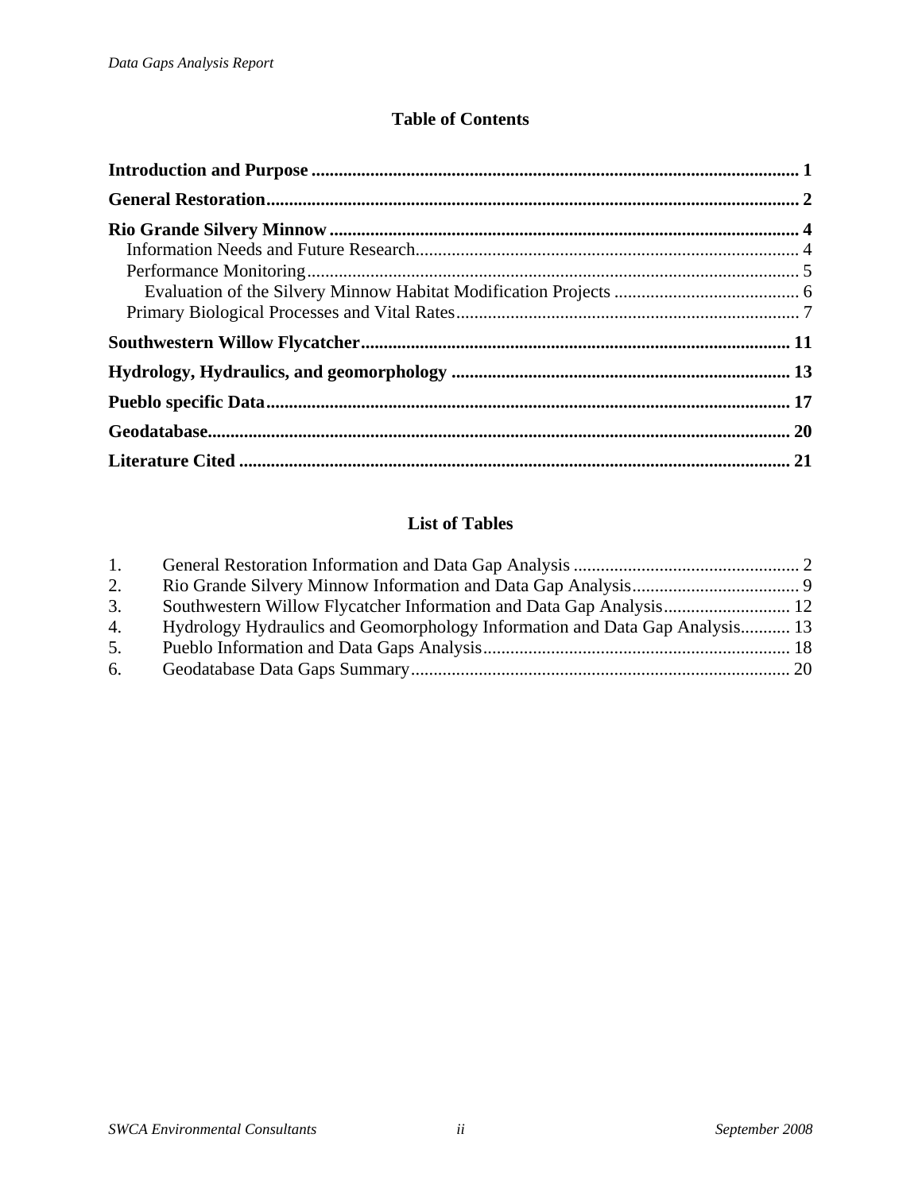## Table of Contents

**Introduction and Purpose** ..... **1**

**General Restoration** ..... **2**

**Rio Grande Silvery Minnow** ..... **4**

- Information Needs and Future Research ..... 4
- Performance Monitoring ..... 5
  - Evaluation of the Silvery Minnow Habitat Modification Projects ..... 6
- Primary Biological Processes and Vital Rates ..... 7

**Southwestern Willow Flycatcher** ..... **11**

**Hydrology, Hydraulics, and geomorphology** ..... **13**

**Pueblo specific Data** ..... **17**

**Geodatabase** ..... **20**

**Literature Cited** ..... **21**

## List of Tables

1. General Restoration Information and Data Gap Analysis ..... 2
2. Rio Grande Silvery Minnow Information and Data Gap Analysis ..... 9
3. Southwestern Willow Flycatcher Information and Data Gap Analysis ..... 12
4. Hydrology Hydraulics and Geomorphology Information and Data Gap Analysis ..... 13
5. Pueblo Information and Data Gaps Analysis ..... 18
6. Geodatabase Data Gaps Summary ..... 20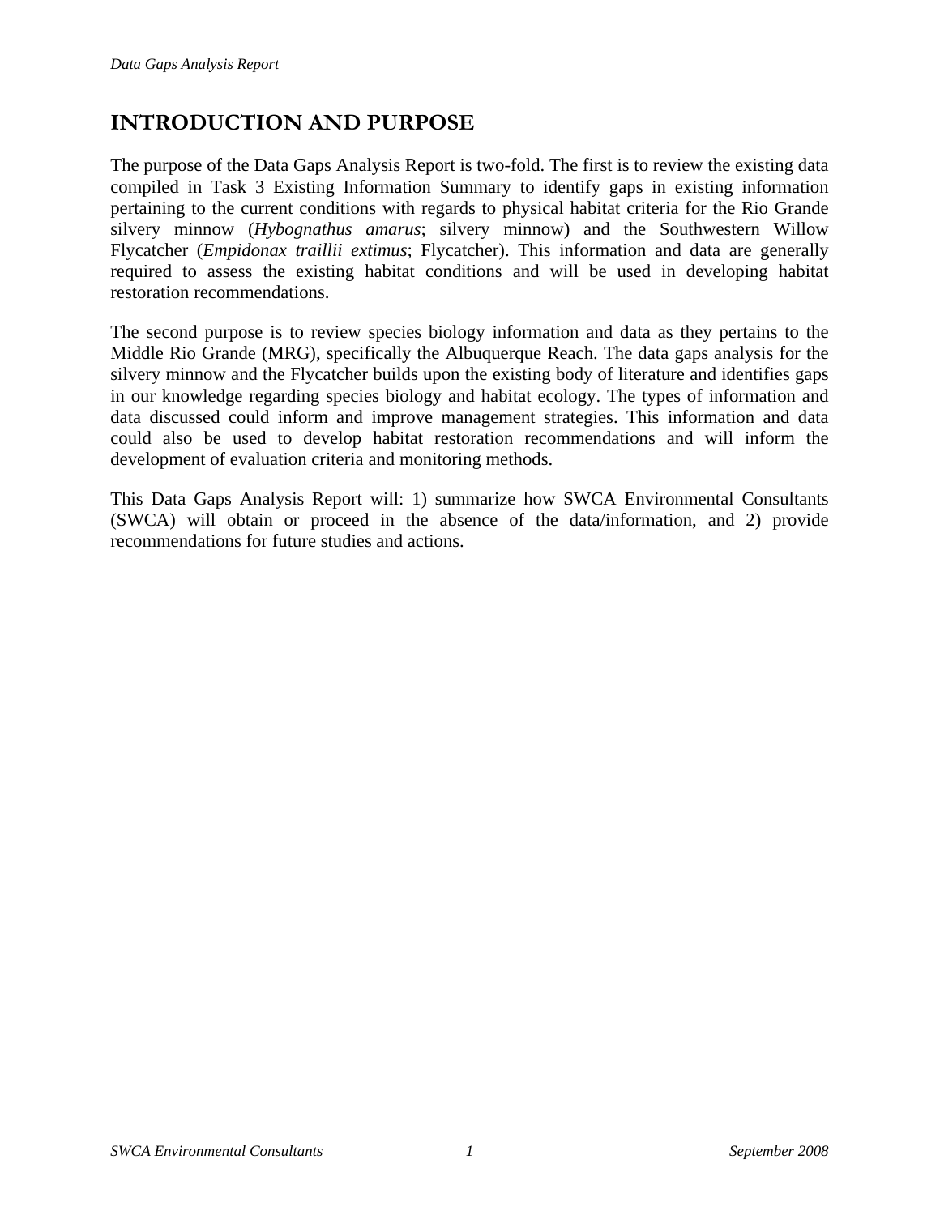# INTRODUCTION AND PURPOSE

The purpose of the Data Gaps Analysis Report is two-fold. The first is to review the existing data compiled in Task 3 Existing Information Summary to identify gaps in existing information pertaining to the current conditions with regards to physical habitat criteria for the Rio Grande silvery minnow (*Hybognathus amarus*; silvery minnow) and the Southwestern Willow Flycatcher (*Empidonax traillii extimus*; Flycatcher). This information and data are generally required to assess the existing habitat conditions and will be used in developing habitat restoration recommendations.

The second purpose is to review species biology information and data as they pertains to the Middle Rio Grande (MRG), specifically the Albuquerque Reach. The data gaps analysis for the silvery minnow and the Flycatcher builds upon the existing body of literature and identifies gaps in our knowledge regarding species biology and habitat ecology. The types of information and data discussed could inform and improve management strategies. This information and data could also be used to develop habitat restoration recommendations and will inform the development of evaluation criteria and monitoring methods.

This Data Gaps Analysis Report will: 1) summarize how SWCA Environmental Consultants (SWCA) will obtain or proceed in the absence of the data/information, and 2) provide recommendations for future studies and actions.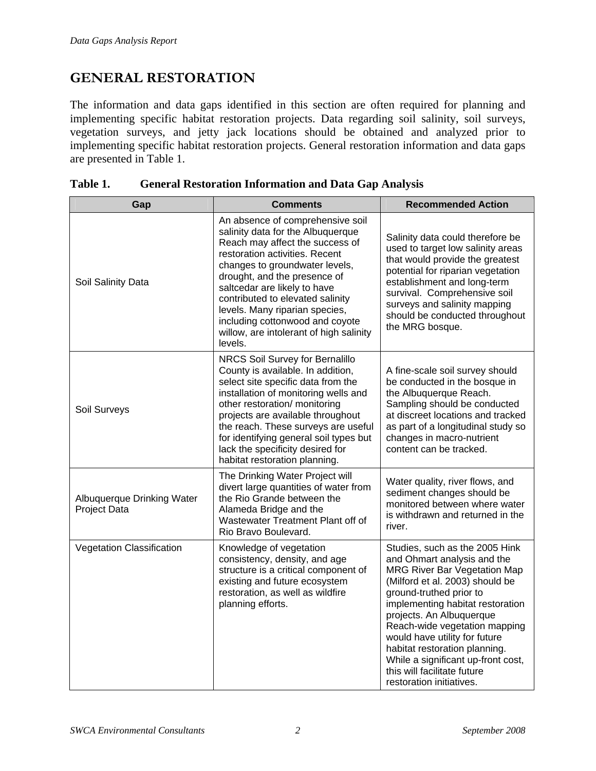# GENERAL RESTORATION

The information and data gaps identified in this section are often required for planning and implementing specific habitat restoration projects. Data regarding soil salinity, soil surveys, vegetation surveys, and jetty jack locations should be obtained and analyzed prior to implementing specific habitat restoration projects. General restoration information and data gaps are presented in Table 1.

**Table 1. General Restoration Information and Data Gap Analysis**

| Gap | Comments | Recommended Action |
|---|---|---|
| Soil Salinity Data | An absence of comprehensive soil salinity data for the Albuquerque Reach may affect the success of restoration activities. Recent changes to groundwater levels, drought, and the presence of saltcedar are likely to have contributed to elevated salinity levels. Many riparian species, including cottonwood and coyote willow, are intolerant of high salinity levels. | Salinity data could therefore be used to target low salinity areas that would provide the greatest potential for riparian vegetation establishment and long-term survival. Comprehensive soil surveys and salinity mapping should be conducted throughout the MRG bosque. |
| Soil Surveys | NRCS Soil Survey for Bernalillo County is available. In addition, select site specific data from the installation of monitoring wells and other restoration/ monitoring projects are available throughout the reach. These surveys are useful for identifying general soil types but lack the specificity desired for habitat restoration planning. | A fine-scale soil survey should be conducted in the bosque in the Albuquerque Reach. Sampling should be conducted at discreet locations and tracked as part of a longitudinal study so changes in macro-nutrient content can be tracked. |
| Albuquerque Drinking Water Project Data | The Drinking Water Project will divert large quantities of water from the Rio Grande between the Alameda Bridge and the Wastewater Treatment Plant off of Rio Bravo Boulevard. | Water quality, river flows, and sediment changes should be monitored between where water is withdrawn and returned in the river. |
| Vegetation Classification | Knowledge of vegetation consistency, density, and age structure is a critical component of existing and future ecosystem restoration, as well as wildfire planning efforts. | Studies, such as the 2005 Hink and Ohmart analysis and the MRG River Bar Vegetation Map (Milford et al. 2003) should be ground-truthed prior to implementing habitat restoration projects. An Albuquerque Reach-wide vegetation mapping would have utility for future habitat restoration planning. While a significant up-front cost, this will facilitate future restoration initiatives. |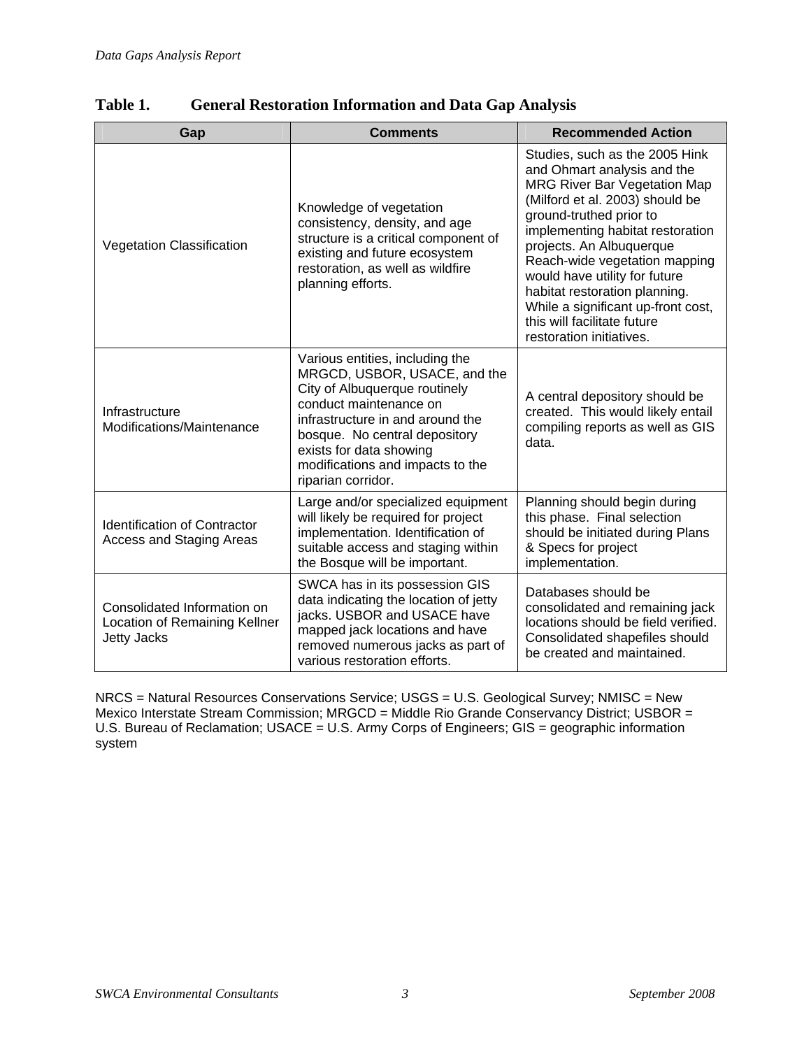**Table 1. General Restoration Information and Data Gap Analysis**

| Gap | Comments | Recommended Action |
|---|---|---|
| Vegetation Classification | Knowledge of vegetation consistency, density, and age structure is a critical component of existing and future ecosystem restoration, as well as wildfire planning efforts. | Studies, such as the 2005 Hink and Ohmart analysis and the MRG River Bar Vegetation Map (Milford et al. 2003) should be ground-truthed prior to implementing habitat restoration projects. An Albuquerque Reach-wide vegetation mapping would have utility for future habitat restoration planning. While a significant up-front cost, this will facilitate future restoration initiatives. |
| Infrastructure Modifications/Maintenance | Various entities, including the MRGCD, USBOR, USACE, and the City of Albuquerque routinely conduct maintenance on infrastructure in and around the bosque. No central depository exists for data showing modifications and impacts to the riparian corridor. | A central depository should be created. This would likely entail compiling reports as well as GIS data. |
| Identification of Contractor Access and Staging Areas | Large and/or specialized equipment will likely be required for project implementation. Identification of suitable access and staging within the Bosque will be important. | Planning should begin during this phase. Final selection should be initiated during Plans & Specs for project implementation. |
| Consolidated Information on Location of Remaining Kellner Jetty Jacks | SWCA has in its possession GIS data indicating the location of jetty jacks. USBOR and USACE have mapped jack locations and have removed numerous jacks as part of various restoration efforts. | Databases should be consolidated and remaining jack locations should be field verified. Consolidated shapefiles should be created and maintained. |

NRCS = Natural Resources Conservations Service; USGS = U.S. Geological Survey; NMISC = New Mexico Interstate Stream Commission; MRGCD = Middle Rio Grande Conservancy District; USBOR = U.S. Bureau of Reclamation; USACE = U.S. Army Corps of Engineers; GIS = geographic information system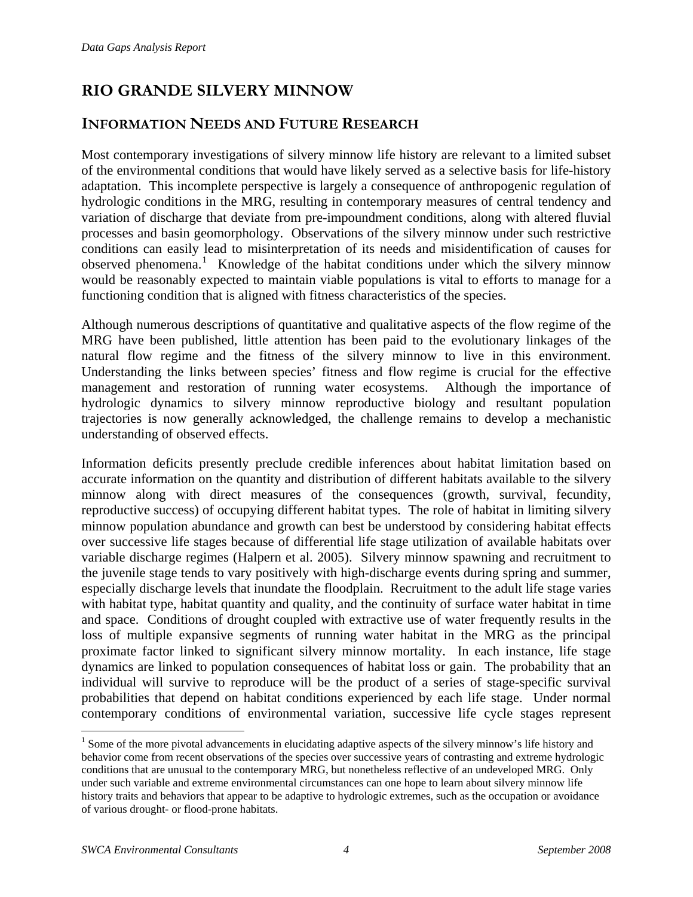# RIO GRANDE SILVERY MINNOW

## INFORMATION NEEDS AND FUTURE RESEARCH

Most contemporary investigations of silvery minnow life history are relevant to a limited subset of the environmental conditions that would have likely served as a selective basis for life-history adaptation. This incomplete perspective is largely a consequence of anthropogenic regulation of hydrologic conditions in the MRG, resulting in contemporary measures of central tendency and variation of discharge that deviate from pre-impoundment conditions, along with altered fluvial processes and basin geomorphology. Observations of the silvery minnow under such restrictive conditions can easily lead to misinterpretation of its needs and misidentification of causes for observed phenomena.[1] Knowledge of the habitat conditions under which the silvery minnow would be reasonably expected to maintain viable populations is vital to efforts to manage for a functioning condition that is aligned with fitness characteristics of the species.

Although numerous descriptions of quantitative and qualitative aspects of the flow regime of the MRG have been published, little attention has been paid to the evolutionary linkages of the natural flow regime and the fitness of the silvery minnow to live in this environment. Understanding the links between species' fitness and flow regime is crucial for the effective management and restoration of running water ecosystems. Although the importance of hydrologic dynamics to silvery minnow reproductive biology and resultant population trajectories is now generally acknowledged, the challenge remains to develop a mechanistic understanding of observed effects.

Information deficits presently preclude credible inferences about habitat limitation based on accurate information on the quantity and distribution of different habitats available to the silvery minnow along with direct measures of the consequences (growth, survival, fecundity, reproductive success) of occupying different habitat types. The role of habitat in limiting silvery minnow population abundance and growth can best be understood by considering habitat effects over successive life stages because of differential life stage utilization of available habitats over variable discharge regimes (Halpern et al. 2005). Silvery minnow spawning and recruitment to the juvenile stage tends to vary positively with high-discharge events during spring and summer, especially discharge levels that inundate the floodplain. Recruitment to the adult life stage varies with habitat type, habitat quantity and quality, and the continuity of surface water habitat in time and space. Conditions of drought coupled with extractive use of water frequently results in the loss of multiple expansive segments of running water habitat in the MRG as the principal proximate factor linked to significant silvery minnow mortality. In each instance, life stage dynamics are linked to population consequences of habitat loss or gain. The probability that an individual will survive to reproduce will be the product of a series of stage-specific survival probabilities that depend on habitat conditions experienced by each life stage. Under normal contemporary conditions of environmental variation, successive life cycle stages represent

[1] Some of the more pivotal advancements in elucidating adaptive aspects of the silvery minnow's life history and behavior come from recent observations of the species over successive years of contrasting and extreme hydrologic conditions that are unusual to the contemporary MRG, but nonetheless reflective of an undeveloped MRG. Only under such variable and extreme environmental circumstances can one hope to learn about silvery minnow life history traits and behaviors that appear to be adaptive to hydrologic extremes, such as the occupation or avoidance of various drought- or flood-prone habitats.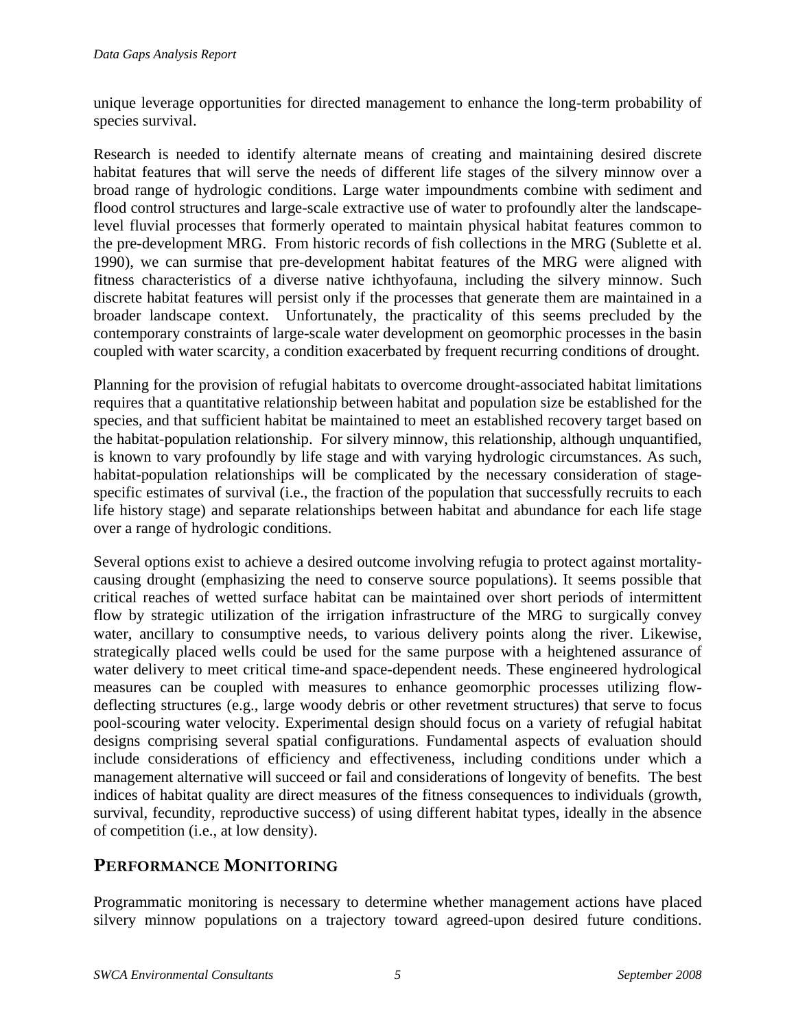unique leverage opportunities for directed management to enhance the long-term probability of species survival.

Research is needed to identify alternate means of creating and maintaining desired discrete habitat features that will serve the needs of different life stages of the silvery minnow over a broad range of hydrologic conditions. Large water impoundments combine with sediment and flood control structures and large-scale extractive use of water to profoundly alter the landscape-level fluvial processes that formerly operated to maintain physical habitat features common to the pre-development MRG. From historic records of fish collections in the MRG (Sublette et al. 1990), we can surmise that pre-development habitat features of the MRG were aligned with fitness characteristics of a diverse native ichthyofauna, including the silvery minnow. Such discrete habitat features will persist only if the processes that generate them are maintained in a broader landscape context. Unfortunately, the practicality of this seems precluded by the contemporary constraints of large-scale water development on geomorphic processes in the basin coupled with water scarcity, a condition exacerbated by frequent recurring conditions of drought.

Planning for the provision of refugial habitats to overcome drought-associated habitat limitations requires that a quantitative relationship between habitat and population size be established for the species, and that sufficient habitat be maintained to meet an established recovery target based on the habitat-population relationship. For silvery minnow, this relationship, although unquantified, is known to vary profoundly by life stage and with varying hydrologic circumstances. As such, habitat-population relationships will be complicated by the necessary consideration of stage-specific estimates of survival (i.e., the fraction of the population that successfully recruits to each life history stage) and separate relationships between habitat and abundance for each life stage over a range of hydrologic conditions.

Several options exist to achieve a desired outcome involving refugia to protect against mortality-causing drought (emphasizing the need to conserve source populations). It seems possible that critical reaches of wetted surface habitat can be maintained over short periods of intermittent flow by strategic utilization of the irrigation infrastructure of the MRG to surgically convey water, ancillary to consumptive needs, to various delivery points along the river. Likewise, strategically placed wells could be used for the same purpose with a heightened assurance of water delivery to meet critical time-and space-dependent needs. These engineered hydrological measures can be coupled with measures to enhance geomorphic processes utilizing flow-deflecting structures (e.g., large woody debris or other revetment structures) that serve to focus pool-scouring water velocity. Experimental design should focus on a variety of refugial habitat designs comprising several spatial configurations. Fundamental aspects of evaluation should include considerations of efficiency and effectiveness, including conditions under which a management alternative will succeed or fail and considerations of longevity of benefits. The best indices of habitat quality are direct measures of the fitness consequences to individuals (growth, survival, fecundity, reproductive success) of using different habitat types, ideally in the absence of competition (i.e., at low density).

## PERFORMANCE MONITORING

Programmatic monitoring is necessary to determine whether management actions have placed silvery minnow populations on a trajectory toward agreed-upon desired future conditions.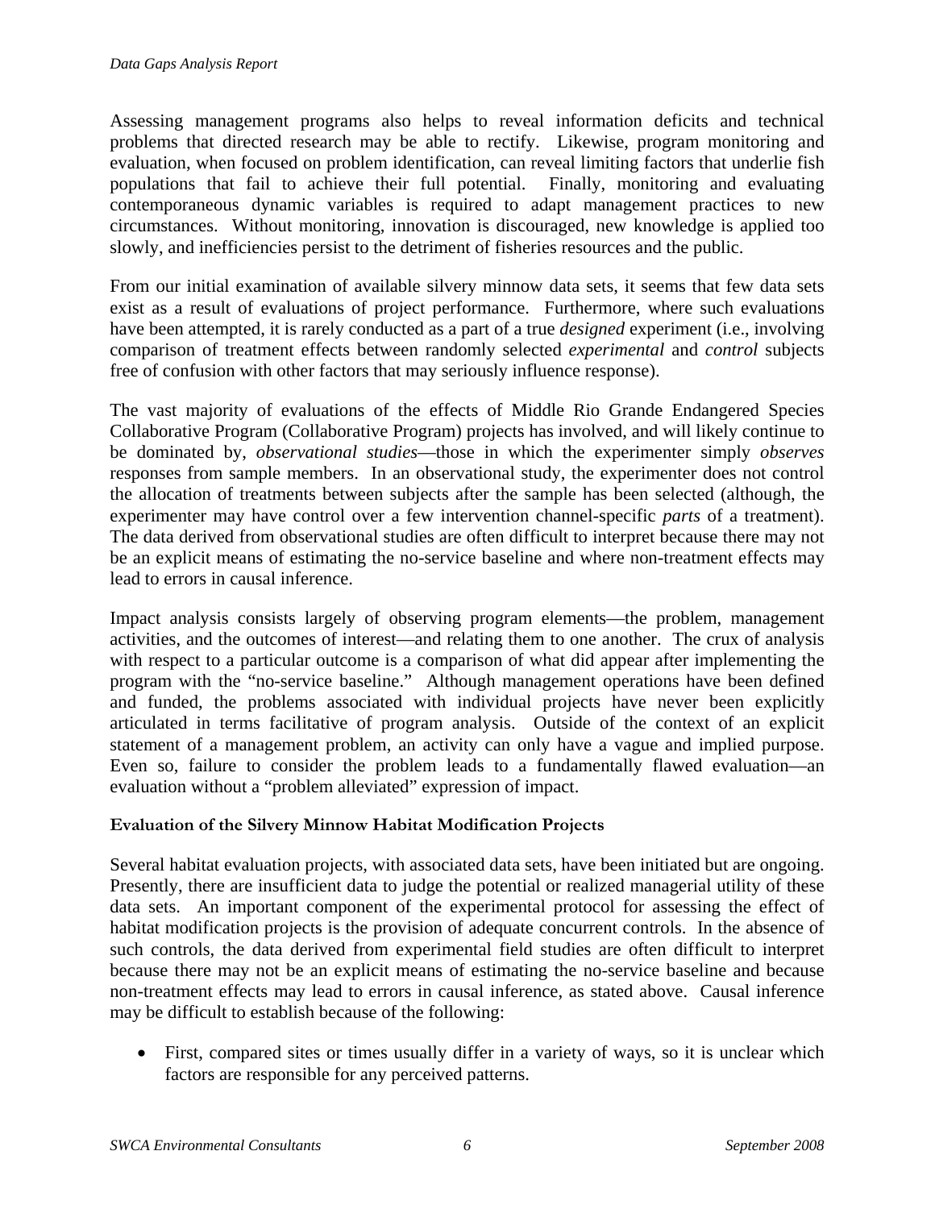Assessing management programs also helps to reveal information deficits and technical problems that directed research may be able to rectify. Likewise, program monitoring and evaluation, when focused on problem identification, can reveal limiting factors that underlie fish populations that fail to achieve their full potential. Finally, monitoring and evaluating contemporaneous dynamic variables is required to adapt management practices to new circumstances. Without monitoring, innovation is discouraged, new knowledge is applied too slowly, and inefficiencies persist to the detriment of fisheries resources and the public.

From our initial examination of available silvery minnow data sets, it seems that few data sets exist as a result of evaluations of project performance. Furthermore, where such evaluations have been attempted, it is rarely conducted as a part of a true *designed* experiment (i.e., involving comparison of treatment effects between randomly selected *experimental* and *control* subjects free of confusion with other factors that may seriously influence response).

The vast majority of evaluations of the effects of Middle Rio Grande Endangered Species Collaborative Program (Collaborative Program) projects has involved, and will likely continue to be dominated by, *observational studies*—those in which the experimenter simply *observes* responses from sample members. In an observational study, the experimenter does not control the allocation of treatments between subjects after the sample has been selected (although, the experimenter may have control over a few intervention channel-specific *parts* of a treatment). The data derived from observational studies are often difficult to interpret because there may not be an explicit means of estimating the no-service baseline and where non-treatment effects may lead to errors in causal inference.

Impact analysis consists largely of observing program elements—the problem, management activities, and the outcomes of interest—and relating them to one another. The crux of analysis with respect to a particular outcome is a comparison of what did appear after implementing the program with the "no-service baseline." Although management operations have been defined and funded, the problems associated with individual projects have never been explicitly articulated in terms facilitative of program analysis. Outside of the context of an explicit statement of a management problem, an activity can only have a vague and implied purpose. Even so, failure to consider the problem leads to a fundamentally flawed evaluation—an evaluation without a "problem alleviated" expression of impact.

**Evaluation of the Silvery Minnow Habitat Modification Projects**

Several habitat evaluation projects, with associated data sets, have been initiated but are ongoing. Presently, there are insufficient data to judge the potential or realized managerial utility of these data sets. An important component of the experimental protocol for assessing the effect of habitat modification projects is the provision of adequate concurrent controls. In the absence of such controls, the data derived from experimental field studies are often difficult to interpret because there may not be an explicit means of estimating the no-service baseline and because non-treatment effects may lead to errors in causal inference, as stated above. Causal inference may be difficult to establish because of the following:

- First, compared sites or times usually differ in a variety of ways, so it is unclear which factors are responsible for any perceived patterns.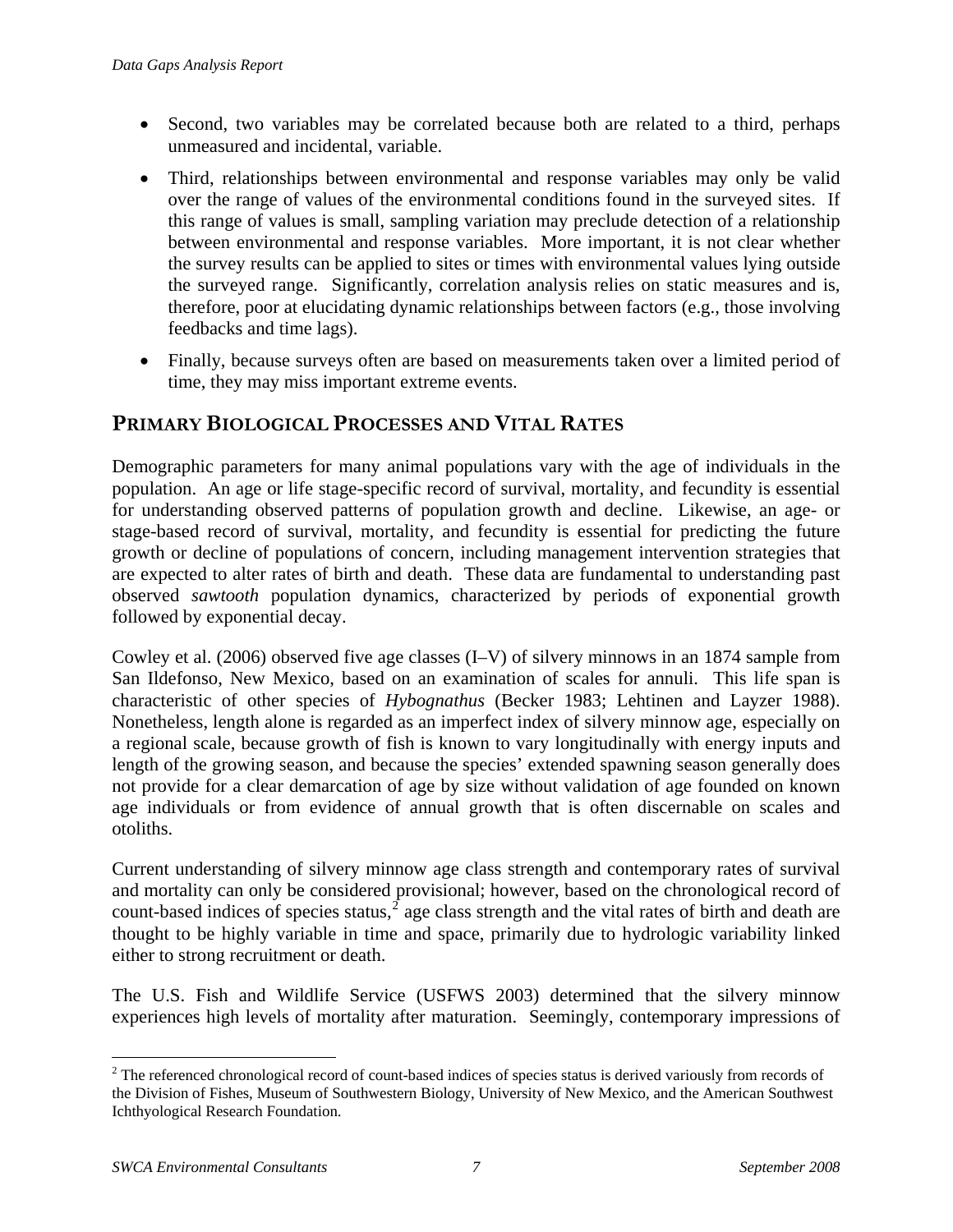- Second, two variables may be correlated because both are related to a third, perhaps unmeasured and incidental, variable.
- Third, relationships between environmental and response variables may only be valid over the range of values of the environmental conditions found in the surveyed sites. If this range of values is small, sampling variation may preclude detection of a relationship between environmental and response variables. More important, it is not clear whether the survey results can be applied to sites or times with environmental values lying outside the surveyed range. Significantly, correlation analysis relies on static measures and is, therefore, poor at elucidating dynamic relationships between factors (e.g., those involving feedbacks and time lags).
- Finally, because surveys often are based on measurements taken over a limited period of time, they may miss important extreme events.

## PRIMARY BIOLOGICAL PROCESSES AND VITAL RATES

Demographic parameters for many animal populations vary with the age of individuals in the population. An age or life stage-specific record of survival, mortality, and fecundity is essential for understanding observed patterns of population growth and decline. Likewise, an age- or stage-based record of survival, mortality, and fecundity is essential for predicting the future growth or decline of populations of concern, including management intervention strategies that are expected to alter rates of birth and death. These data are fundamental to understanding past observed *sawtooth* population dynamics, characterized by periods of exponential growth followed by exponential decay.

Cowley et al. (2006) observed five age classes (I–V) of silvery minnows in an 1874 sample from San Ildefonso, New Mexico, based on an examination of scales for annuli. This life span is characteristic of other species of *Hybognathus* (Becker 1983; Lehtinen and Layzer 1988). Nonetheless, length alone is regarded as an imperfect index of silvery minnow age, especially on a regional scale, because growth of fish is known to vary longitudinally with energy inputs and length of the growing season, and because the species' extended spawning season generally does not provide for a clear demarcation of age by size without validation of age founded on known age individuals or from evidence of annual growth that is often discernable on scales and otoliths.

Current understanding of silvery minnow age class strength and contemporary rates of survival and mortality can only be considered provisional; however, based on the chronological record of count-based indices of species status,[2] age class strength and the vital rates of birth and death are thought to be highly variable in time and space, primarily due to hydrologic variability linked either to strong recruitment or death.

The U.S. Fish and Wildlife Service (USFWS 2003) determined that the silvery minnow experiences high levels of mortality after maturation. Seemingly, contemporary impressions of

[2] The referenced chronological record of count-based indices of species status is derived variously from records of the Division of Fishes, Museum of Southwestern Biology, University of New Mexico, and the American Southwest Ichthyological Research Foundation.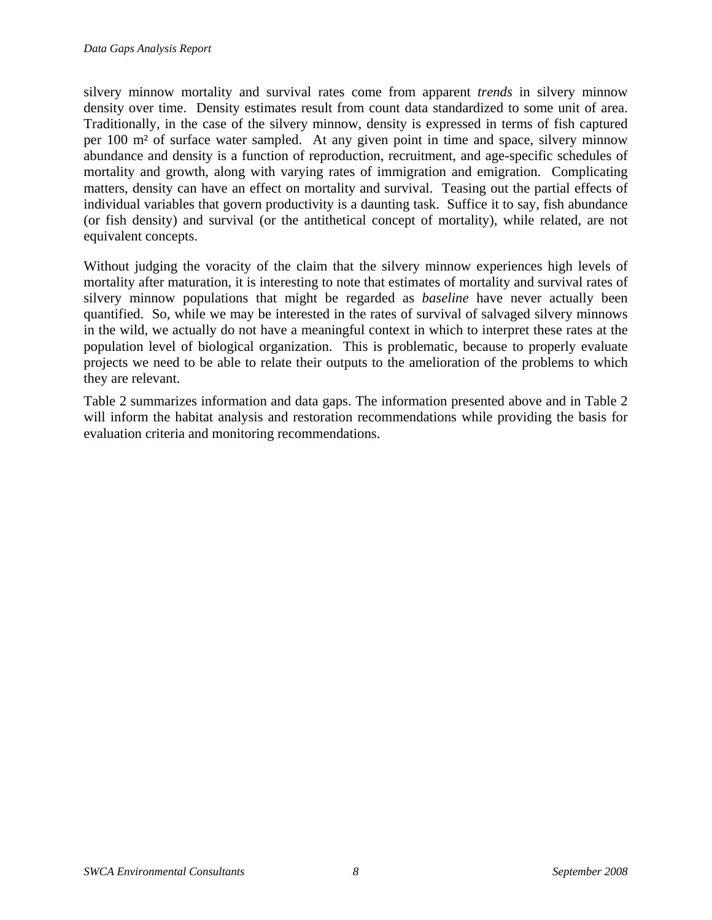silvery minnow mortality and survival rates come from apparent *trends* in silvery minnow density over time. Density estimates result from count data standardized to some unit of area. Traditionally, in the case of the silvery minnow, density is expressed in terms of fish captured per 100 $m^2$ of surface water sampled. At any given point in time and space, silvery minnow abundance and density is a function of reproduction, recruitment, and age-specific schedules of mortality and growth, along with varying rates of immigration and emigration. Complicating matters, density can have an effect on mortality and survival. Teasing out the partial effects of individual variables that govern productivity is a daunting task. Suffice it to say, fish abundance (or fish density) and survival (or the antithetical concept of mortality), while related, are not equivalent concepts.

Without judging the voracity of the claim that the silvery minnow experiences high levels of mortality after maturation, it is interesting to note that estimates of mortality and survival rates of silvery minnow populations that might be regarded as *baseline* have never actually been quantified. So, while we may be interested in the rates of survival of salvaged silvery minnows in the wild, we actually do not have a meaningful context in which to interpret these rates at the population level of biological organization. This is problematic, because to properly evaluate projects we need to be able to relate their outputs to the amelioration of the problems to which they are relevant.

Table 2 summarizes information and data gaps. The information presented above and in Table 2 will inform the habitat analysis and restoration recommendations while providing the basis for evaluation criteria and monitoring recommendations.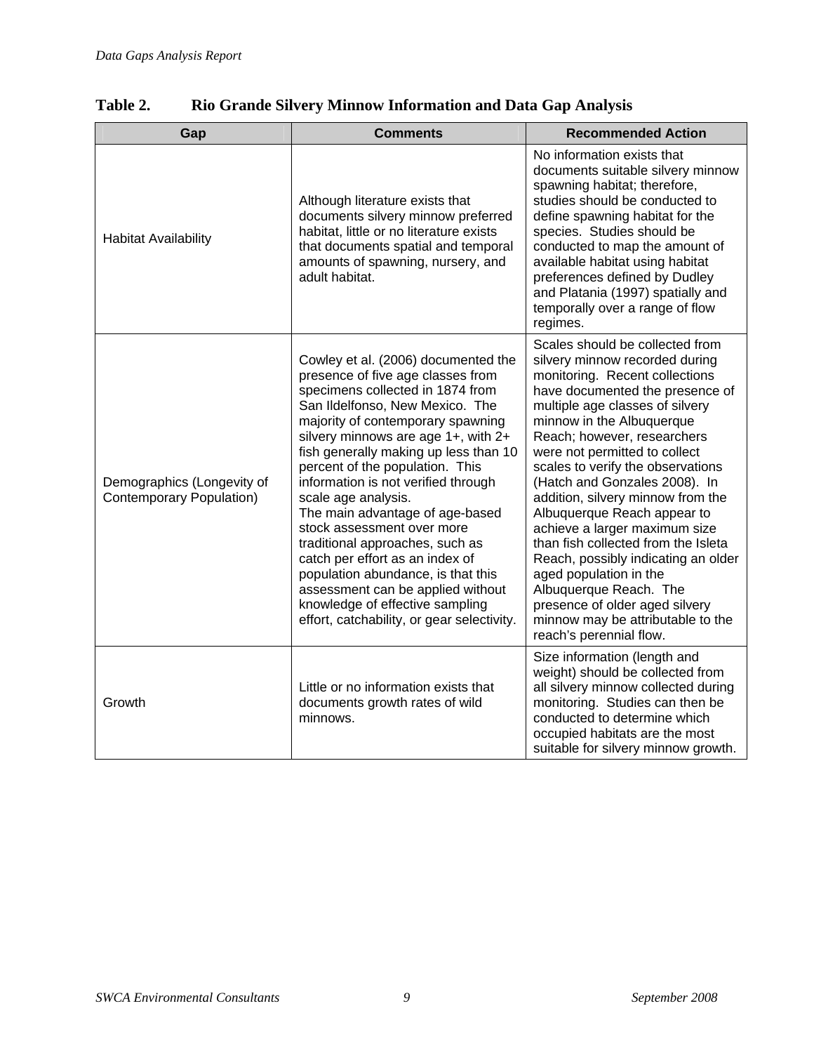**Table 2. Rio Grande Silvery Minnow Information and Data Gap Analysis**

| Gap | Comments | Recommended Action |
|---|---|---|
| Habitat Availability | Although literature exists that documents silvery minnow preferred habitat, little or no literature exists that documents spatial and temporal amounts of spawning, nursery, and adult habitat. | No information exists that documents suitable silvery minnow spawning habitat; therefore, studies should be conducted to define spawning habitat for the species. Studies should be conducted to map the amount of available habitat using habitat preferences defined by Dudley and Platania (1997) spatially and temporally over a range of flow regimes. |
| Demographics (Longevity of Contemporary Population) | Cowley et al. (2006) documented the presence of five age classes from specimens collected in 1874 from San Ildelfonso, New Mexico. The majority of contemporary spawning silvery minnows are age 1+, with 2+ fish generally making up less than 10 percent of the population. This information is not verified through scale age analysis.<br>The main advantage of age-based stock assessment over more traditional approaches, such as catch per effort as an index of population abundance, is that this assessment can be applied without knowledge of effective sampling effort, catchability, or gear selectivity. | Scales should be collected from silvery minnow recorded during monitoring. Recent collections have documented the presence of multiple age classes of silvery minnow in the Albuquerque Reach; however, researchers were not permitted to collect scales to verify the observations (Hatch and Gonzales 2008). In addition, silvery minnow from the Albuquerque Reach appear to achieve a larger maximum size than fish collected from the Isleta Reach, possibly indicating an older aged population in the Albuquerque Reach. The presence of older aged silvery minnow may be attributable to the reach's perennial flow. |
| Growth | Little or no information exists that documents growth rates of wild minnows. | Size information (length and weight) should be collected from all silvery minnow collected during monitoring. Studies can then be conducted to determine which occupied habitats are the most suitable for silvery minnow growth. |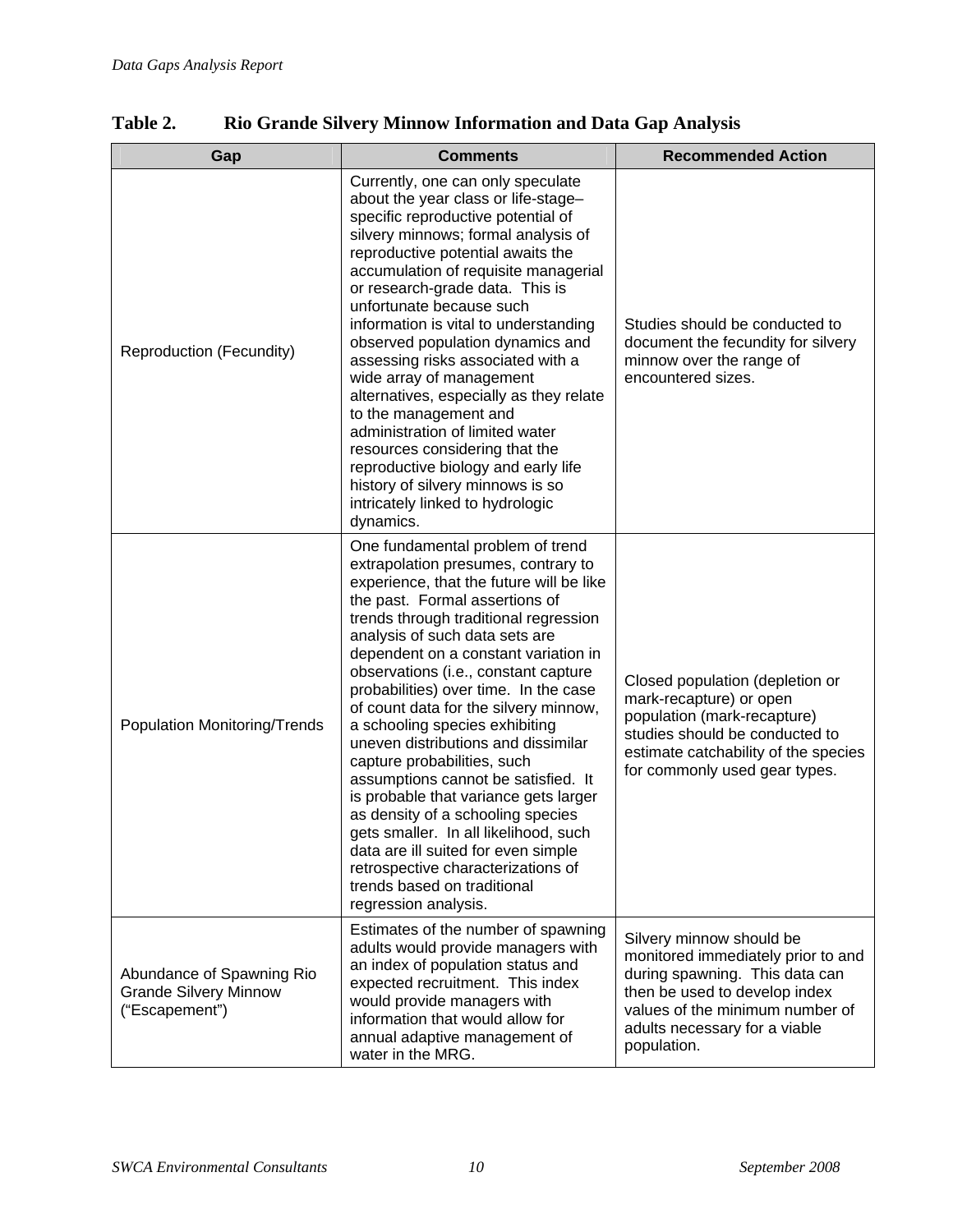**Table 2. Rio Grande Silvery Minnow Information and Data Gap Analysis**

| Gap | Comments | Recommended Action |
|---|---|---|
| Reproduction (Fecundity) | Currently, one can only speculate about the year class or life-stage–specific reproductive potential of silvery minnows; formal analysis of reproductive potential awaits the accumulation of requisite managerial or research-grade data. This is unfortunate because such information is vital to understanding observed population dynamics and assessing risks associated with a wide array of management alternatives, especially as they relate to the management and administration of limited water resources considering that the reproductive biology and early life history of silvery minnows is so intricately linked to hydrologic dynamics. | Studies should be conducted to document the fecundity for silvery minnow over the range of encountered sizes. |
| Population Monitoring/Trends | One fundamental problem of trend extrapolation presumes, contrary to experience, that the future will be like the past. Formal assertions of trends through traditional regression analysis of such data sets are dependent on a constant variation in observations (i.e., constant capture probabilities) over time. In the case of count data for the silvery minnow, a schooling species exhibiting uneven distributions and dissimilar capture probabilities, such assumptions cannot be satisfied. It is probable that variance gets larger as density of a schooling species gets smaller. In all likelihood, such data are ill suited for even simple retrospective characterizations of trends based on traditional regression analysis. | Closed population (depletion or mark-recapture) or open population (mark-recapture) studies should be conducted to estimate catchability of the species for commonly used gear types. |
| Abundance of Spawning Rio Grande Silvery Minnow ("Escapement") | Estimates of the number of spawning adults would provide managers with an index of population status and expected recruitment. This index would provide managers with information that would allow for annual adaptive management of water in the MRG. | Silvery minnow should be monitored immediately prior to and during spawning. This data can then be used to develop index values of the minimum number of adults necessary for a viable population. |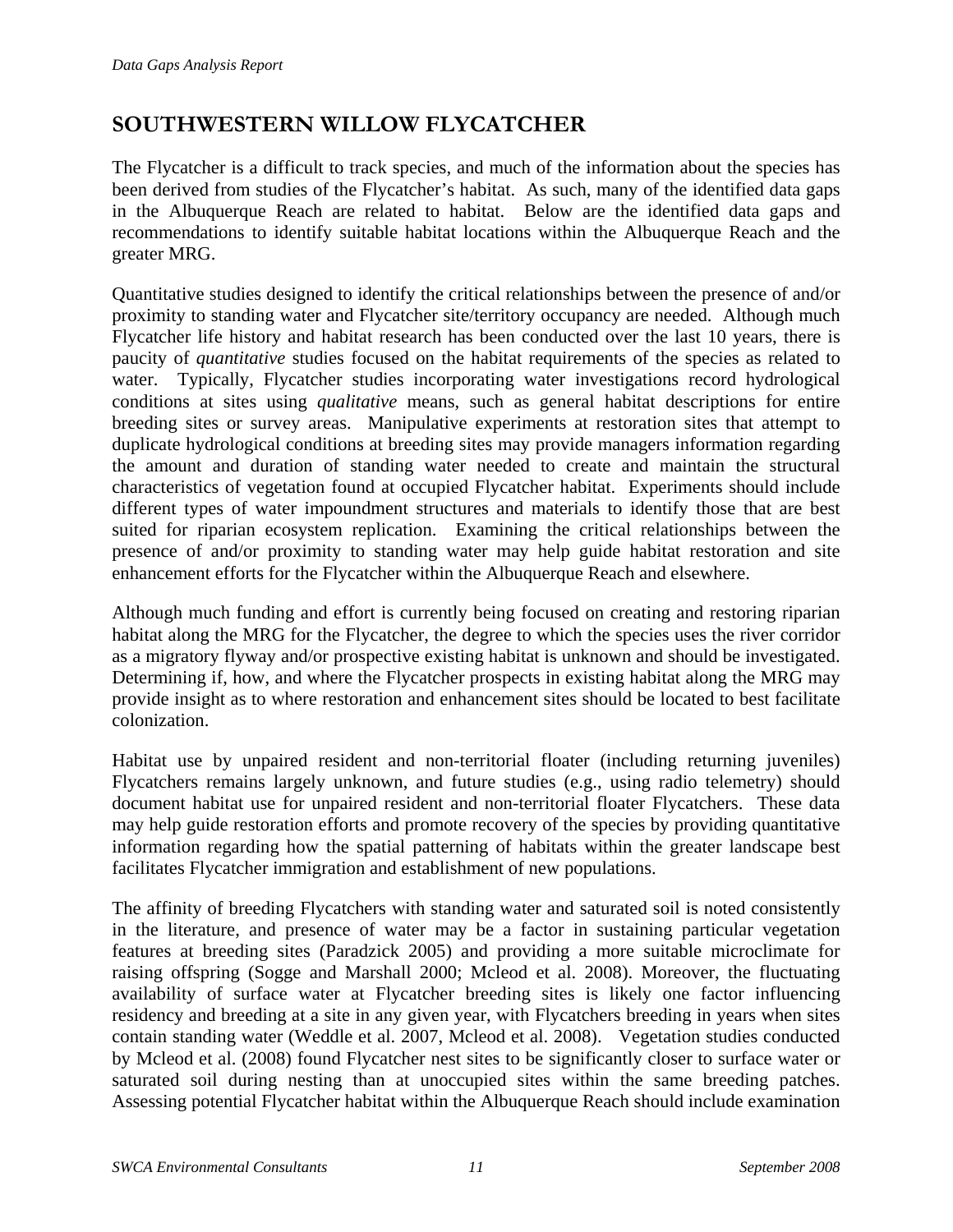## SOUTHWESTERN WILLOW FLYCATCHER

The Flycatcher is a difficult to track species, and much of the information about the species has been derived from studies of the Flycatcher's habitat. As such, many of the identified data gaps in the Albuquerque Reach are related to habitat. Below are the identified data gaps and recommendations to identify suitable habitat locations within the Albuquerque Reach and the greater MRG.

Quantitative studies designed to identify the critical relationships between the presence of and/or proximity to standing water and Flycatcher site/territory occupancy are needed. Although much Flycatcher life history and habitat research has been conducted over the last 10 years, there is paucity of *quantitative* studies focused on the habitat requirements of the species as related to water. Typically, Flycatcher studies incorporating water investigations record hydrological conditions at sites using *qualitative* means, such as general habitat descriptions for entire breeding sites or survey areas. Manipulative experiments at restoration sites that attempt to duplicate hydrological conditions at breeding sites may provide managers information regarding the amount and duration of standing water needed to create and maintain the structural characteristics of vegetation found at occupied Flycatcher habitat. Experiments should include different types of water impoundment structures and materials to identify those that are best suited for riparian ecosystem replication. Examining the critical relationships between the presence of and/or proximity to standing water may help guide habitat restoration and site enhancement efforts for the Flycatcher within the Albuquerque Reach and elsewhere.

Although much funding and effort is currently being focused on creating and restoring riparian habitat along the MRG for the Flycatcher, the degree to which the species uses the river corridor as a migratory flyway and/or prospective existing habitat is unknown and should be investigated. Determining if, how, and where the Flycatcher prospects in existing habitat along the MRG may provide insight as to where restoration and enhancement sites should be located to best facilitate colonization.

Habitat use by unpaired resident and non-territorial floater (including returning juveniles) Flycatchers remains largely unknown, and future studies (e.g., using radio telemetry) should document habitat use for unpaired resident and non-territorial floater Flycatchers. These data may help guide restoration efforts and promote recovery of the species by providing quantitative information regarding how the spatial patterning of habitats within the greater landscape best facilitates Flycatcher immigration and establishment of new populations.

The affinity of breeding Flycatchers with standing water and saturated soil is noted consistently in the literature, and presence of water may be a factor in sustaining particular vegetation features at breeding sites (Paradzick 2005) and providing a more suitable microclimate for raising offspring (Sogge and Marshall 2000; Mcleod et al. 2008). Moreover, the fluctuating availability of surface water at Flycatcher breeding sites is likely one factor influencing residency and breeding at a site in any given year, with Flycatchers breeding in years when sites contain standing water (Weddle et al. 2007, Mcleod et al. 2008). Vegetation studies conducted by Mcleod et al. (2008) found Flycatcher nest sites to be significantly closer to surface water or saturated soil during nesting than at unoccupied sites within the same breeding patches. Assessing potential Flycatcher habitat within the Albuquerque Reach should include examination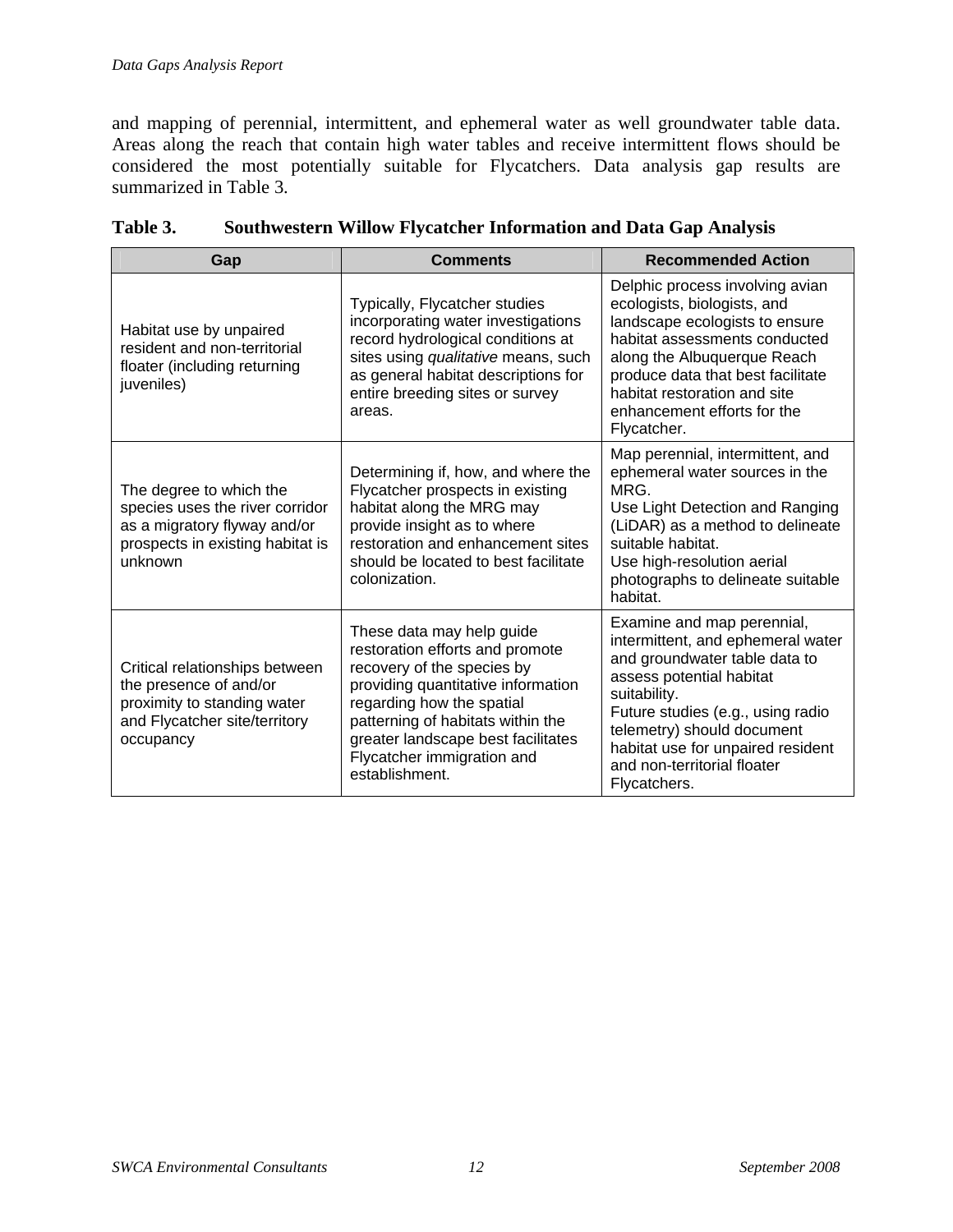and mapping of perennial, intermittent, and ephemeral water as well groundwater table data. Areas along the reach that contain high water tables and receive intermittent flows should be considered the most potentially suitable for Flycatchers. Data analysis gap results are summarized in Table 3.

**Table 3. Southwestern Willow Flycatcher Information and Data Gap Analysis**

| Gap | Comments | Recommended Action |
|---|---|---|
| Habitat use by unpaired resident and non-territorial floater (including returning juveniles) | Typically, Flycatcher studies incorporating water investigations record hydrological conditions at sites using *qualitative* means, such as general habitat descriptions for entire breeding sites or survey areas. | Delphic process involving avian ecologists, biologists, and landscape ecologists to ensure habitat assessments conducted along the Albuquerque Reach produce data that best facilitate habitat restoration and site enhancement efforts for the Flycatcher. |
| The degree to which the species uses the river corridor as a migratory flyway and/or prospects in existing habitat is unknown | Determining if, how, and where the Flycatcher prospects in existing habitat along the MRG may provide insight as to where restoration and enhancement sites should be located to best facilitate colonization. | Map perennial, intermittent, and ephemeral water sources in the MRG.<br>Use Light Detection and Ranging (LiDAR) as a method to delineate suitable habitat.<br>Use high-resolution aerial photographs to delineate suitable habitat. |
| Critical relationships between the presence of and/or proximity to standing water and Flycatcher site/territory occupancy | These data may help guide restoration efforts and promote recovery of the species by providing quantitative information regarding how the spatial patterning of habitats within the greater landscape best facilitates Flycatcher immigration and establishment. | Examine and map perennial, intermittent, and ephemeral water and groundwater table data to assess potential habitat suitability.<br>Future studies (e.g., using radio telemetry) should document habitat use for unpaired resident and non-territorial floater Flycatchers. |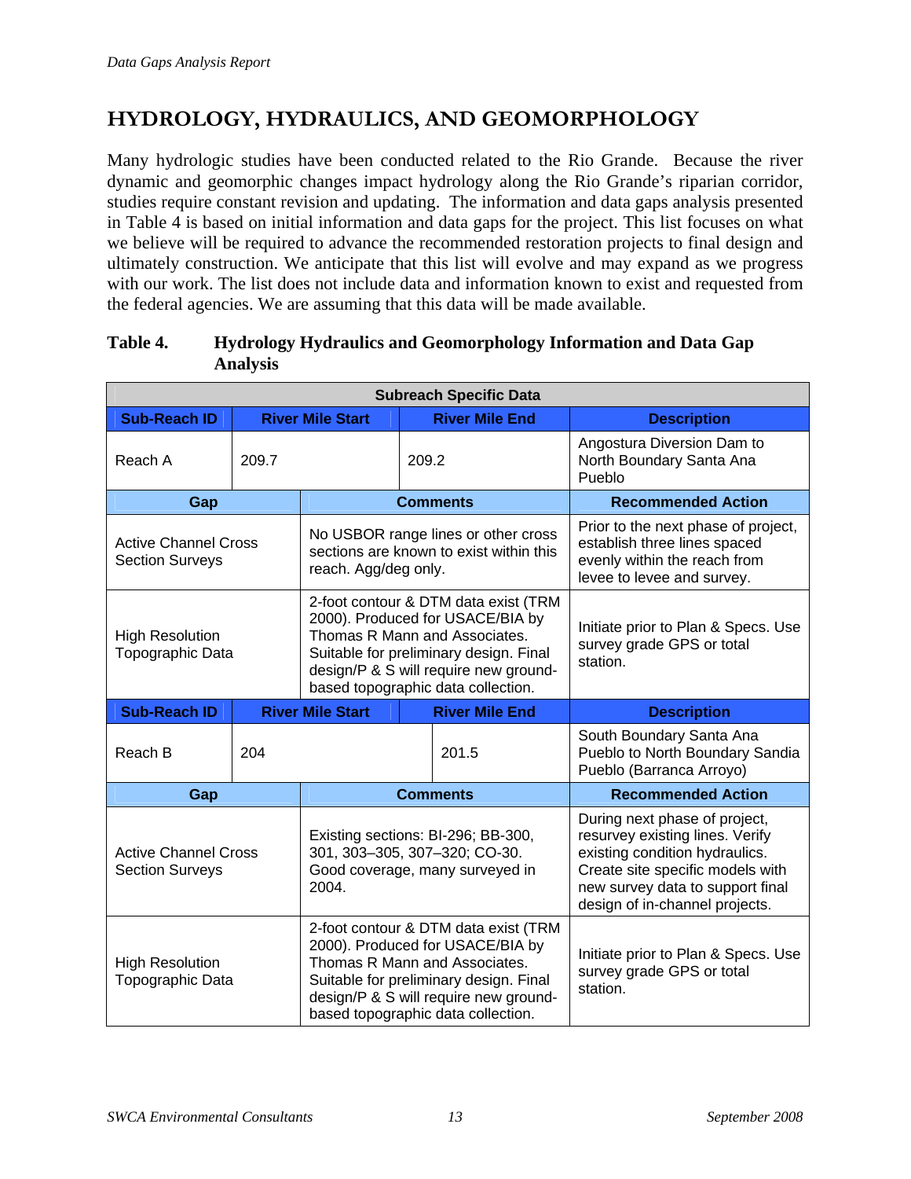## HYDROLOGY, HYDRAULICS, AND GEOMORPHOLOGY

Many hydrologic studies have been conducted related to the Rio Grande. Because the river dynamic and geomorphic changes impact hydrology along the Rio Grande's riparian corridor, studies require constant revision and updating. The information and data gaps analysis presented in Table 4 is based on initial information and data gaps for the project. This list focuses on what we believe will be required to advance the recommended restoration projects to final design and ultimately construction. We anticipate that this list will evolve and may expand as we progress with our work. The list does not include data and information known to exist and requested from the federal agencies. We are assuming that this data will be made available.

**Table 4. Hydrology Hydraulics and Geomorphology Information and Data Gap Analysis**

| Subreach Specific Data | | | |
|---|---|---|---|
| **Sub-Reach ID** | **River Mile Start** | **River Mile End** | **Description** |
| Reach A | 209.7 | 209.2 | Angostura Diversion Dam to North Boundary Santa Ana Pueblo |
| **Gap** | **Comments** | | **Recommended Action** |
| Active Channel Cross Section Surveys | No USBOR range lines or other cross sections are known to exist within this reach. Agg/deg only. | | Prior to the next phase of project, establish three lines spaced evenly within the reach from levee to levee and survey. |
| High Resolution Topographic Data | 2-foot contour & DTM data exist (TRM 2000). Produced for USACE/BIA by Thomas R Mann and Associates. Suitable for preliminary design. Final design/P & S will require new ground-based topographic data collection. | | Initiate prior to Plan & Specs. Use survey grade GPS or total station. |
| **Sub-Reach ID** | **River Mile Start** | **River Mile End** | **Description** |
| Reach B | 204 | 201.5 | South Boundary Santa Ana Pueblo to North Boundary Sandia Pueblo (Barranca Arroyo) |
| **Gap** | **Comments** | | **Recommended Action** |
| Active Channel Cross Section Surveys | Existing sections: BI-296; BB-300, 301, 303–305, 307–320; CO-30. Good coverage, many surveyed in 2004. | | During next phase of project, resurvey existing lines. Verify existing condition hydraulics. Create site specific models with new survey data to support final design of in-channel projects. |
| High Resolution Topographic Data | 2-foot contour & DTM data exist (TRM 2000). Produced for USACE/BIA by Thomas R Mann and Associates. Suitable for preliminary design. Final design/P & S will require new ground-based topographic data collection. | | Initiate prior to Plan & Specs. Use survey grade GPS or total station. |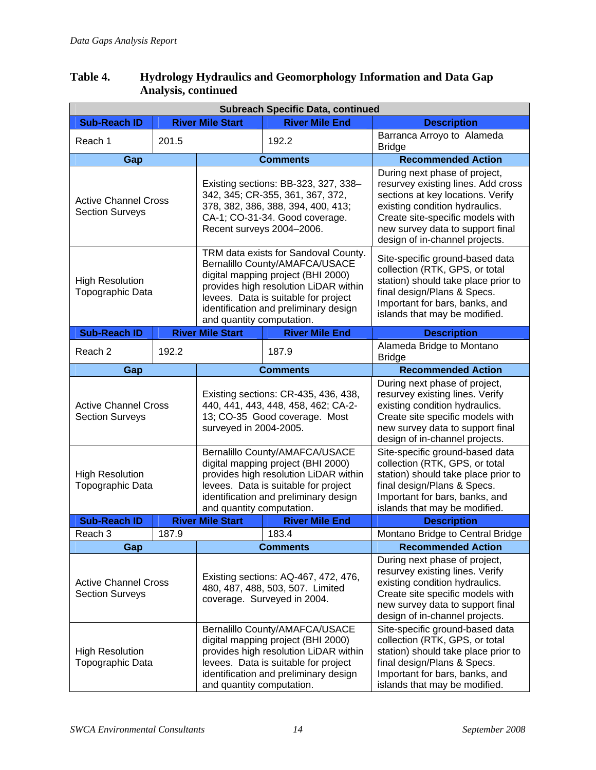**Table 4. Hydrology Hydraulics and Geomorphology Information and Data Gap Analysis, continued**

| Subreach Specific Data, continued | | | |
|---|---|---|---|
| **Sub-Reach ID** | **River Mile Start** | **River Mile End** | **Description** |
| Reach 1 | 201.5 | 192.2 | Barranca Arroyo to Alameda Bridge |
| **Gap** | **Comments** | | **Recommended Action** |
| Active Channel Cross Section Surveys | Existing sections: BB-323, 327, 338–342, 345; CR-355, 361, 367, 372, 378, 382, 386, 388, 394, 400, 413; CA-1; CO-31-34. Good coverage. Recent surveys 2004–2006. | | During next phase of project, resurvey existing lines. Add cross sections at key locations. Verify existing condition hydraulics. Create site-specific models with new survey data to support final design of in-channel projects. |
| High Resolution Topographic Data | TRM data exists for Sandoval County. Bernalillo County/AMAFCA/USACE digital mapping project (BHI 2000) provides high resolution LiDAR within levees. Data is suitable for project identification and preliminary design and quantity computation. | | Site-specific ground-based data collection (RTK, GPS, or total station) should take place prior to final design/Plans & Specs. Important for bars, banks, and islands that may be modified. |
| **Sub-Reach ID** | **River Mile Start** | **River Mile End** | **Description** |
| Reach 2 | 192.2 | 187.9 | Alameda Bridge to Montano Bridge |
| **Gap** | **Comments** | | **Recommended Action** |
| Active Channel Cross Section Surveys | Existing sections: CR-435, 436, 438, 440, 441, 443, 448, 458, 462; CA-2-13; CO-35 Good coverage. Most surveyed in 2004-2005. | | During next phase of project, resurvey existing lines. Verify existing condition hydraulics. Create site specific models with new survey data to support final design of in-channel projects. |
| High Resolution Topographic Data | Bernalillo County/AMAFCA/USACE digital mapping project (BHI 2000) provides high resolution LiDAR within levees. Data is suitable for project identification and preliminary design and quantity computation. | | Site-specific ground-based data collection (RTK, GPS, or total station) should take place prior to final design/Plans & Specs. Important for bars, banks, and islands that may be modified. |
| **Sub-Reach ID** | **River Mile Start** | **River Mile End** | **Description** |
| Reach 3 | 187.9 | 183.4 | Montano Bridge to Central Bridge |
| **Gap** | **Comments** | | **Recommended Action** |
| Active Channel Cross Section Surveys | Existing sections: AQ-467, 472, 476, 480, 487, 488, 503, 507. Limited coverage. Surveyed in 2004. | | During next phase of project, resurvey existing lines. Verify existing condition hydraulics. Create site specific models with new survey data to support final design of in-channel projects. |
| High Resolution Topographic Data | Bernalillo County/AMAFCA/USACE digital mapping project (BHI 2000) provides high resolution LiDAR within levees. Data is suitable for project identification and preliminary design and quantity computation. | | Site-specific ground-based data collection (RTK, GPS, or total station) should take place prior to final design/Plans & Specs. Important for bars, banks, and islands that may be modified. |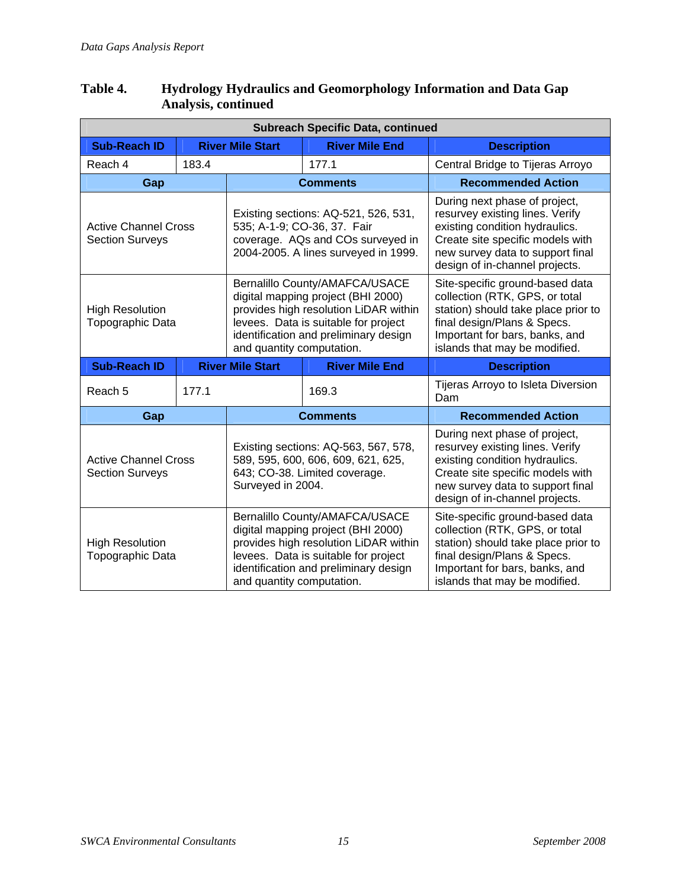**Table 4. Hydrology Hydraulics and Geomorphology Information and Data Gap Analysis, continued**

| Subreach Specific Data, continued | | | |
|---|---|---|---|
| **Sub-Reach ID** | **River Mile Start** | **River Mile End** | **Description** |
| Reach 4 | 183.4 | 177.1 | Central Bridge to Tijeras Arroyo |
| **Gap** | **Comments** | | **Recommended Action** |
| Active Channel Cross Section Surveys | Existing sections: AQ-521, 526, 531, 535; A-1-9; CO-36, 37. Fair coverage. AQs and COs surveyed in 2004-2005. A lines surveyed in 1999. | | During next phase of project, resurvey existing lines. Verify existing condition hydraulics. Create site specific models with new survey data to support final design of in-channel projects. |
| High Resolution Topographic Data | Bernalillo County/AMAFCA/USACE digital mapping project (BHI 2000) provides high resolution LiDAR within levees. Data is suitable for project identification and preliminary design and quantity computation. | | Site-specific ground-based data collection (RTK, GPS, or total station) should take place prior to final design/Plans & Specs. Important for bars, banks, and islands that may be modified. |
| **Sub-Reach ID** | **River Mile Start** | **River Mile End** | **Description** |
| Reach 5 | 177.1 | 169.3 | Tijeras Arroyo to Isleta Diversion Dam |
| **Gap** | **Comments** | | **Recommended Action** |
| Active Channel Cross Section Surveys | Existing sections: AQ-563, 567, 578, 589, 595, 600, 606, 609, 621, 625, 643; CO-38. Limited coverage. Surveyed in 2004. | | During next phase of project, resurvey existing lines. Verify existing condition hydraulics. Create site specific models with new survey data to support final design of in-channel projects. |
| High Resolution Topographic Data | Bernalillo County/AMAFCA/USACE digital mapping project (BHI 2000) provides high resolution LiDAR within levees. Data is suitable for project identification and preliminary design and quantity computation. | | Site-specific ground-based data collection (RTK, GPS, or total station) should take place prior to final design/Plans & Specs. Important for bars, banks, and islands that may be modified. |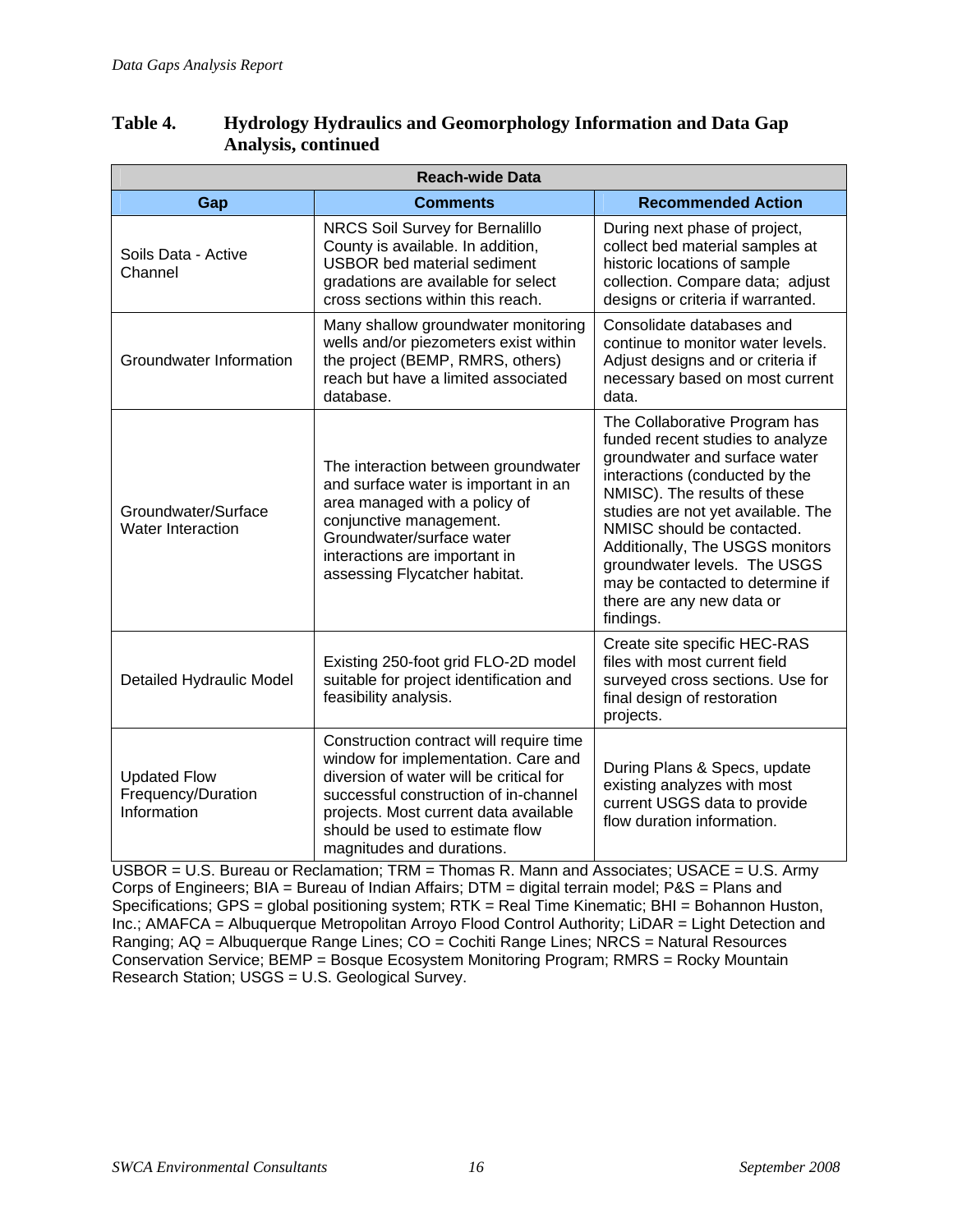**Table 4. Hydrology Hydraulics and Geomorphology Information and Data Gap Analysis, continued**

| Reach-wide Data | | |
|---|---|---|
| **Gap** | **Comments** | **Recommended Action** |
| Soils Data - Active Channel | NRCS Soil Survey for Bernalillo County is available. In addition, USBOR bed material sediment gradations are available for select cross sections within this reach. | During next phase of project, collect bed material samples at historic locations of sample collection. Compare data; adjust designs or criteria if warranted. |
| Groundwater Information | Many shallow groundwater monitoring wells and/or piezometers exist within the project (BEMP, RMRS, others) reach but have a limited associated database. | Consolidate databases and continue to monitor water levels. Adjust designs and or criteria if necessary based on most current data. |
| Groundwater/Surface Water Interaction | The interaction between groundwater and surface water is important in an area managed with a policy of conjunctive management. Groundwater/surface water interactions are important in assessing Flycatcher habitat. | The Collaborative Program has funded recent studies to analyze groundwater and surface water interactions (conducted by the NMISC). The results of these studies are not yet available. The NMISC should be contacted. Additionally, The USGS monitors groundwater levels. The USGS may be contacted to determine if there are any new data or findings. |
| Detailed Hydraulic Model | Existing 250-foot grid FLO-2D model suitable for project identification and feasibility analysis. | Create site specific HEC-RAS files with most current field surveyed cross sections. Use for final design of restoration projects. |
| Updated Flow Frequency/Duration Information | Construction contract will require time window for implementation. Care and diversion of water will be critical for successful construction of in-channel projects. Most current data available should be used to estimate flow magnitudes and durations. | During Plans & Specs, update existing analyzes with most current USGS data to provide flow duration information. |

USBOR = U.S. Bureau or Reclamation; TRM = Thomas R. Mann and Associates; USACE = U.S. Army Corps of Engineers; BIA = Bureau of Indian Affairs; DTM = digital terrain model; P&S = Plans and Specifications; GPS = global positioning system; RTK = Real Time Kinematic; BHI = Bohannon Huston, Inc.; AMAFCA = Albuquerque Metropolitan Arroyo Flood Control Authority; LiDAR = Light Detection and Ranging; AQ = Albuquerque Range Lines; CO = Cochiti Range Lines; NRCS = Natural Resources Conservation Service; BEMP = Bosque Ecosystem Monitoring Program; RMRS = Rocky Mountain Research Station; USGS = U.S. Geological Survey.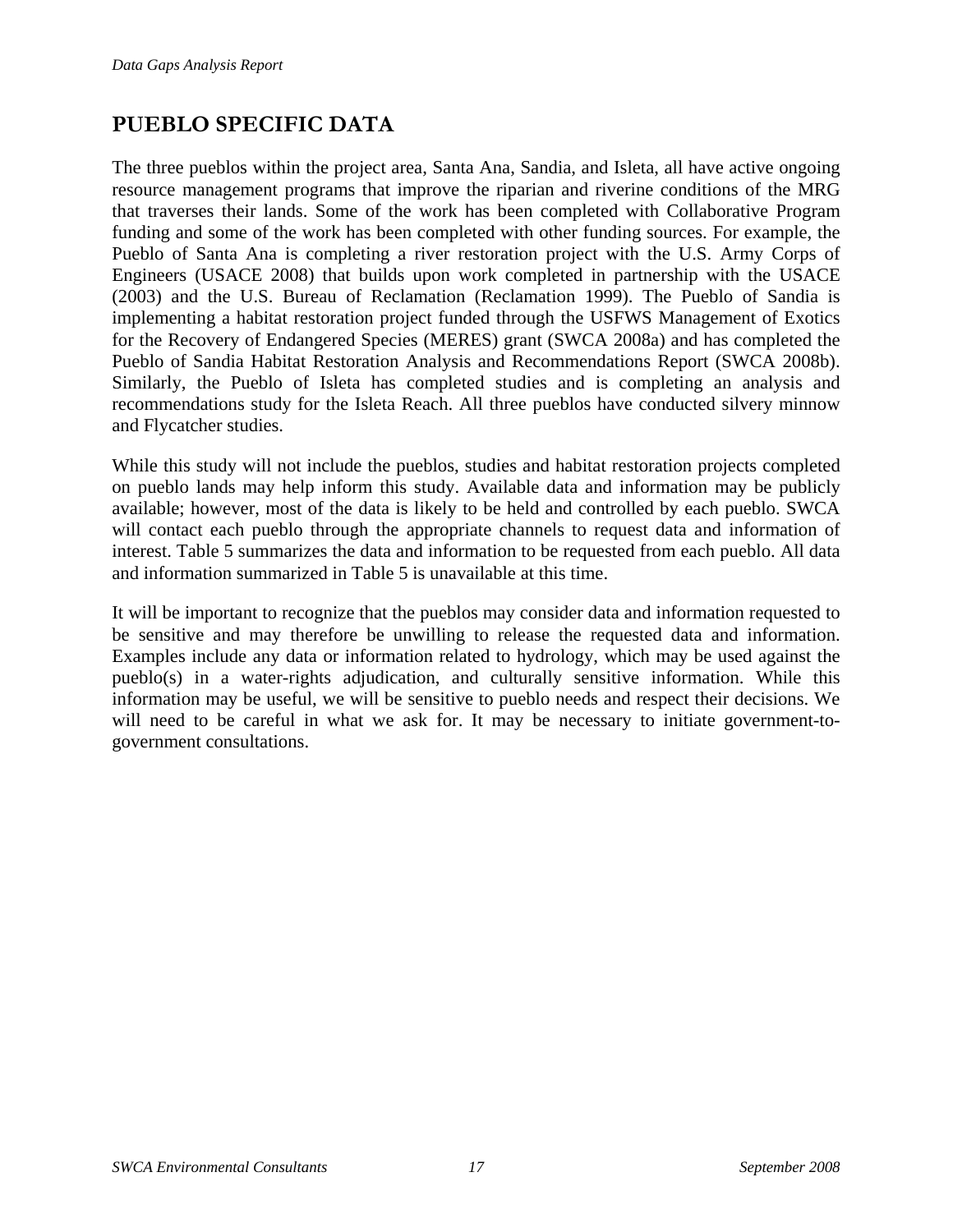## PUEBLO SPECIFIC DATA

The three pueblos within the project area, Santa Ana, Sandia, and Isleta, all have active ongoing resource management programs that improve the riparian and riverine conditions of the MRG that traverses their lands. Some of the work has been completed with Collaborative Program funding and some of the work has been completed with other funding sources. For example, the Pueblo of Santa Ana is completing a river restoration project with the U.S. Army Corps of Engineers (USACE 2008) that builds upon work completed in partnership with the USACE (2003) and the U.S. Bureau of Reclamation (Reclamation 1999). The Pueblo of Sandia is implementing a habitat restoration project funded through the USFWS Management of Exotics for the Recovery of Endangered Species (MERES) grant (SWCA 2008a) and has completed the Pueblo of Sandia Habitat Restoration Analysis and Recommendations Report (SWCA 2008b). Similarly, the Pueblo of Isleta has completed studies and is completing an analysis and recommendations study for the Isleta Reach. All three pueblos have conducted silvery minnow and Flycatcher studies.

While this study will not include the pueblos, studies and habitat restoration projects completed on pueblo lands may help inform this study. Available data and information may be publicly available; however, most of the data is likely to be held and controlled by each pueblo. SWCA will contact each pueblo through the appropriate channels to request data and information of interest. Table 5 summarizes the data and information to be requested from each pueblo. All data and information summarized in Table 5 is unavailable at this time.

It will be important to recognize that the pueblos may consider data and information requested to be sensitive and may therefore be unwilling to release the requested data and information. Examples include any data or information related to hydrology, which may be used against the pueblo(s) in a water-rights adjudication, and culturally sensitive information. While this information may be useful, we will be sensitive to pueblo needs and respect their decisions. We will need to be careful in what we ask for. It may be necessary to initiate government-to-government consultations.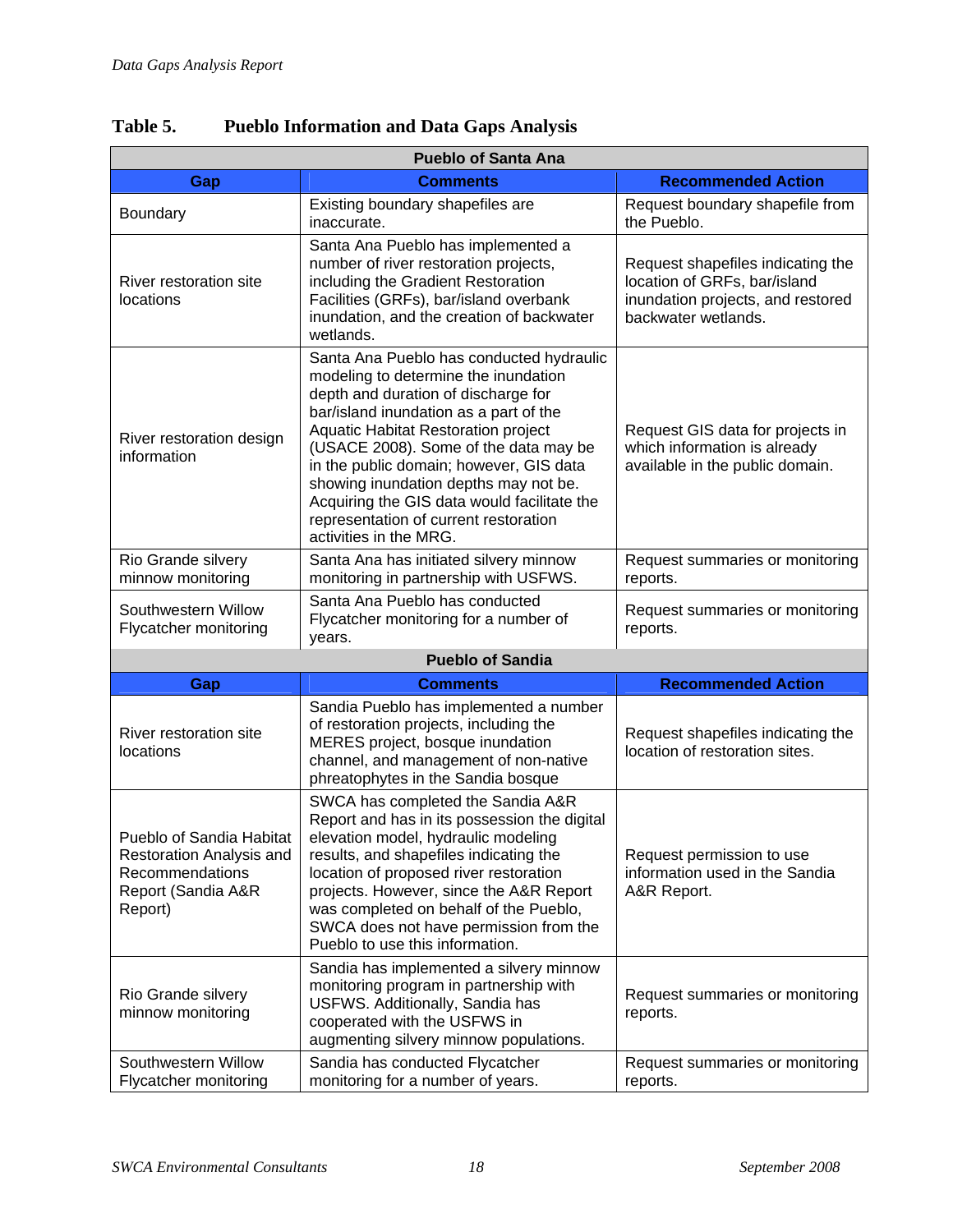**Table 5. Pueblo Information and Data Gaps Analysis**

| Pueblo of Santa Ana | | |
|---|---|---|
| **Gap** | **Comments** | **Recommended Action** |
| Boundary | Existing boundary shapefiles are inaccurate. | Request boundary shapefile from the Pueblo. |
| River restoration site locations | Santa Ana Pueblo has implemented a number of river restoration projects, including the Gradient Restoration Facilities (GRFs), bar/island overbank inundation, and the creation of backwater wetlands. | Request shapefiles indicating the location of GRFs, bar/island inundation projects, and restored backwater wetlands. |
| River restoration design information | Santa Ana Pueblo has conducted hydraulic modeling to determine the inundation depth and duration of discharge for bar/island inundation as a part of the Aquatic Habitat Restoration project (USACE 2008). Some of the data may be in the public domain; however, GIS data showing inundation depths may not be. Acquiring the GIS data would facilitate the representation of current restoration activities in the MRG. | Request GIS data for projects in which information is already available in the public domain. |
| Rio Grande silvery minnow monitoring | Santa Ana has initiated silvery minnow monitoring in partnership with USFWS. | Request summaries or monitoring reports. |
| Southwestern Willow Flycatcher monitoring | Santa Ana Pueblo has conducted Flycatcher monitoring for a number of years. | Request summaries or monitoring reports. |
| **Pueblo of Sandia** | | |
| **Gap** | **Comments** | **Recommended Action** |
| River restoration site locations | Sandia Pueblo has implemented a number of restoration projects, including the MERES project, bosque inundation channel, and management of non-native phreatophytes in the Sandia bosque | Request shapefiles indicating the location of restoration sites. |
| Pueblo of Sandia Habitat Restoration Analysis and Recommendations Report (Sandia A&R Report) | SWCA has completed the Sandia A&R Report and has in its possession the digital elevation model, hydraulic modeling results, and shapefiles indicating the location of proposed river restoration projects. However, since the A&R Report was completed on behalf of the Pueblo, SWCA does not have permission from the Pueblo to use this information. | Request permission to use information used in the Sandia A&R Report. |
| Rio Grande silvery minnow monitoring | Sandia has implemented a silvery minnow monitoring program in partnership with USFWS. Additionally, Sandia has cooperated with the USFWS in augmenting silvery minnow populations. | Request summaries or monitoring reports. |
| Southwestern Willow Flycatcher monitoring | Sandia has conducted Flycatcher monitoring for a number of years. | Request summaries or monitoring reports. |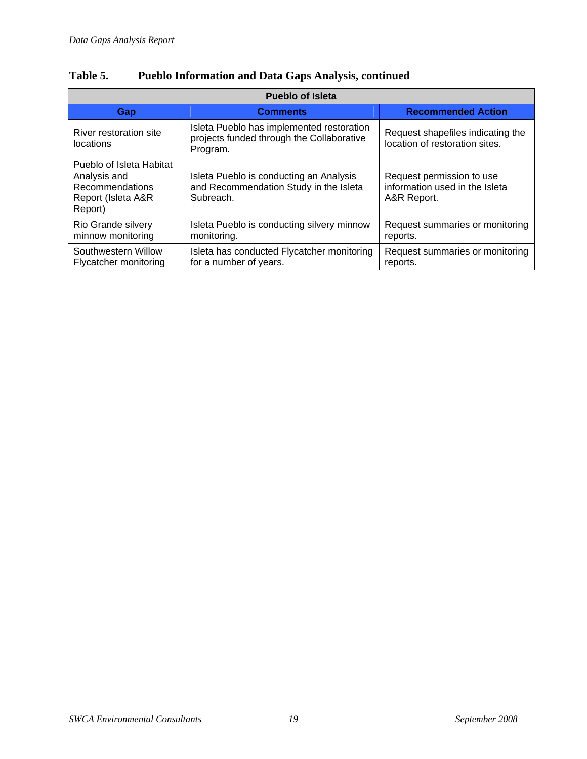**Table 5. Pueblo Information and Data Gaps Analysis, continued**

| Pueblo of Isleta | | |
|---|---|---|
| **Gap** | **Comments** | **Recommended Action** |
| River restoration site locations | Isleta Pueblo has implemented restoration projects funded through the Collaborative Program. | Request shapefiles indicating the location of restoration sites. |
| Pueblo of Isleta Habitat Analysis and Recommendations Report (Isleta A&R Report) | Isleta Pueblo is conducting an Analysis and Recommendation Study in the Isleta Subreach. | Request permission to use information used in the Isleta A&R Report. |
| Rio Grande silvery minnow monitoring | Isleta Pueblo is conducting silvery minnow monitoring. | Request summaries or monitoring reports. |
| Southwestern Willow Flycatcher monitoring | Isleta has conducted Flycatcher monitoring for a number of years. | Request summaries or monitoring reports. |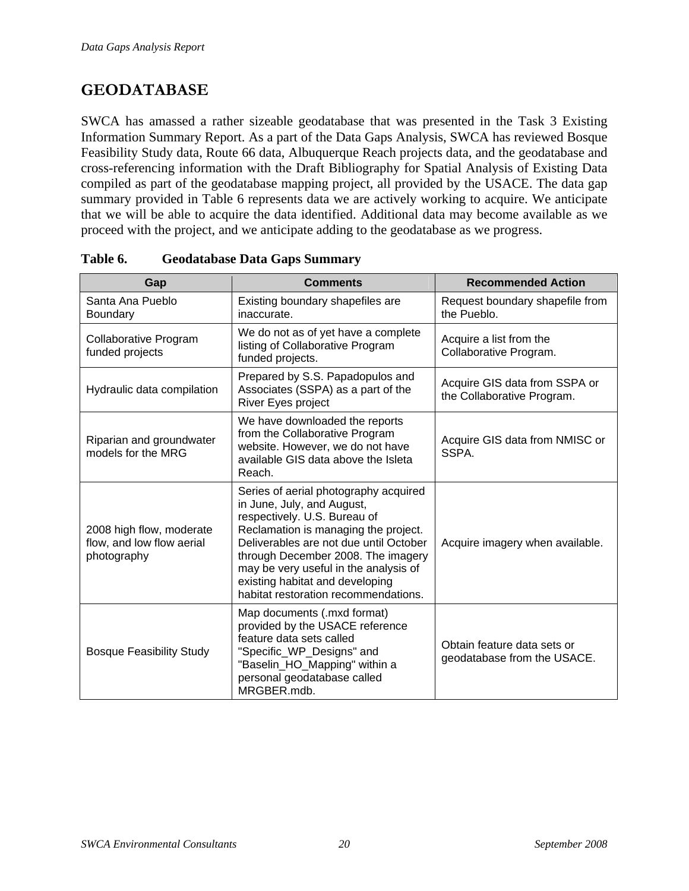## GEODATABASE

SWCA has amassed a rather sizeable geodatabase that was presented in the Task 3 Existing Information Summary Report. As a part of the Data Gaps Analysis, SWCA has reviewed Bosque Feasibility Study data, Route 66 data, Albuquerque Reach projects data, and the geodatabase and cross-referencing information with the Draft Bibliography for Spatial Analysis of Existing Data compiled as part of the geodatabase mapping project, all provided by the USACE. The data gap summary provided in Table 6 represents data we are actively working to acquire. We anticipate that we will be able to acquire the data identified. Additional data may become available as we proceed with the project, and we anticipate adding to the geodatabase as we progress.

**Table 6. Geodatabase Data Gaps Summary**

| Gap | Comments | Recommended Action |
|---|---|---|
| Santa Ana Pueblo Boundary | Existing boundary shapefiles are inaccurate. | Request boundary shapefile from the Pueblo. |
| Collaborative Program funded projects | We do not as of yet have a complete listing of Collaborative Program funded projects. | Acquire a list from the Collaborative Program. |
| Hydraulic data compilation | Prepared by S.S. Papadopulos and Associates (SSPA) as a part of the River Eyes project | Acquire GIS data from SSPA or the Collaborative Program. |
| Riparian and groundwater models for the MRG | We have downloaded the reports from the Collaborative Program website. However, we do not have available GIS data above the Isleta Reach. | Acquire GIS data from NMISC or SSPA. |
| 2008 high flow, moderate flow, and low flow aerial photography | Series of aerial photography acquired in June, July, and August, respectively. U.S. Bureau of Reclamation is managing the project. Deliverables are not due until October through December 2008. The imagery may be very useful in the analysis of existing habitat and developing habitat restoration recommendations. | Acquire imagery when available. |
| Bosque Feasibility Study | Map documents (.mxd format) provided by the USACE reference feature data sets called "Specific_WP_Designs" and "Baselin_HO_Mapping" within a personal geodatabase called MRGBER.mdb. | Obtain feature data sets or geodatabase from the USACE. |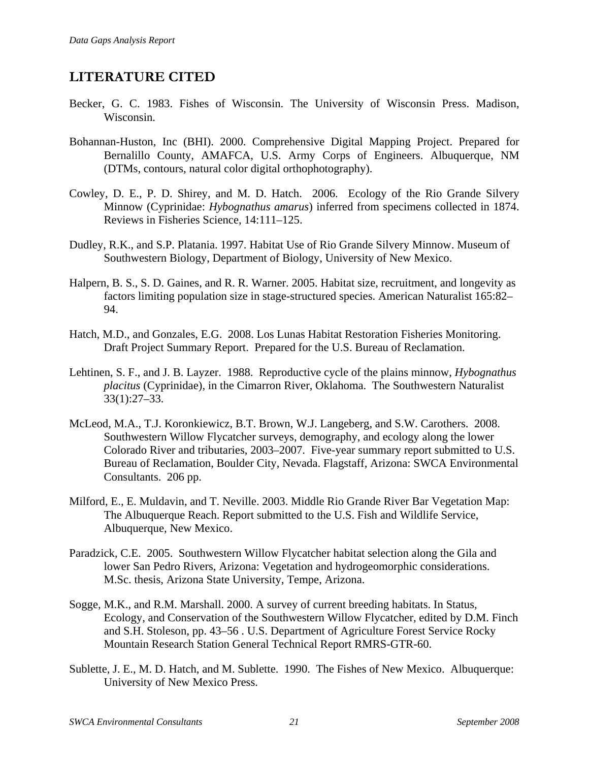## LITERATURE CITED

Becker, G. C. 1983. Fishes of Wisconsin. The University of Wisconsin Press. Madison, Wisconsin.

Bohannan-Huston, Inc (BHI). 2000. Comprehensive Digital Mapping Project. Prepared for Bernalillo County, AMAFCA, U.S. Army Corps of Engineers. Albuquerque, NM (DTMs, contours, natural color digital orthophotography).

Cowley, D. E., P. D. Shirey, and M. D. Hatch. 2006. Ecology of the Rio Grande Silvery Minnow (Cyprinidae: *Hybognathus amarus*) inferred from specimens collected in 1874. Reviews in Fisheries Science, 14:111–125.

Dudley, R.K., and S.P. Platania. 1997. Habitat Use of Rio Grande Silvery Minnow. Museum of Southwestern Biology, Department of Biology, University of New Mexico.

Halpern, B. S., S. D. Gaines, and R. R. Warner. 2005. Habitat size, recruitment, and longevity as factors limiting population size in stage-structured species. American Naturalist 165:82–94.

Hatch, M.D., and Gonzales, E.G. 2008. Los Lunas Habitat Restoration Fisheries Monitoring. Draft Project Summary Report. Prepared for the U.S. Bureau of Reclamation.

Lehtinen, S. F., and J. B. Layzer. 1988. Reproductive cycle of the plains minnow, *Hybognathus placitus* (Cyprinidae), in the Cimarron River, Oklahoma. The Southwestern Naturalist 33(1):27–33.

McLeod, M.A., T.J. Koronkiewicz, B.T. Brown, W.J. Langeberg, and S.W. Carothers. 2008. Southwestern Willow Flycatcher surveys, demography, and ecology along the lower Colorado River and tributaries, 2003–2007. Five-year summary report submitted to U.S. Bureau of Reclamation, Boulder City, Nevada. Flagstaff, Arizona: SWCA Environmental Consultants. 206 pp.

Milford, E., E. Muldavin, and T. Neville. 2003. Middle Rio Grande River Bar Vegetation Map: The Albuquerque Reach. Report submitted to the U.S. Fish and Wildlife Service, Albuquerque, New Mexico.

Paradzick, C.E. 2005. Southwestern Willow Flycatcher habitat selection along the Gila and lower San Pedro Rivers, Arizona: Vegetation and hydrogeomorphic considerations. M.Sc. thesis, Arizona State University, Tempe, Arizona.

Sogge, M.K., and R.M. Marshall. 2000. A survey of current breeding habitats. In Status, Ecology, and Conservation of the Southwestern Willow Flycatcher, edited by D.M. Finch and S.H. Stoleson, pp. 43–56 . U.S. Department of Agriculture Forest Service Rocky Mountain Research Station General Technical Report RMRS-GTR-60.

Sublette, J. E., M. D. Hatch, and M. Sublette. 1990. The Fishes of New Mexico. Albuquerque: University of New Mexico Press.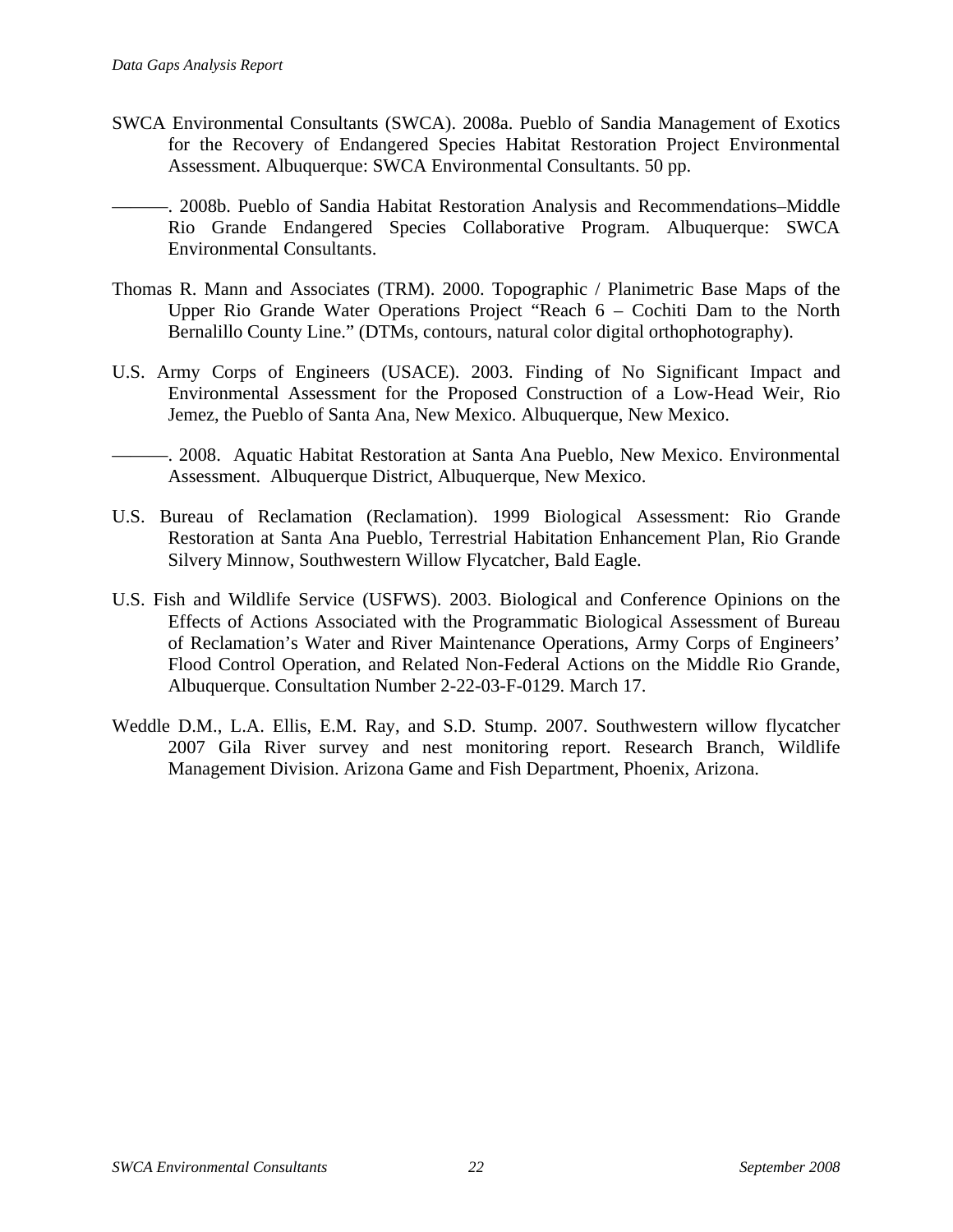SWCA Environmental Consultants (SWCA). 2008a. Pueblo of Sandia Management of Exotics for the Recovery of Endangered Species Habitat Restoration Project Environmental Assessment. Albuquerque: SWCA Environmental Consultants. 50 pp.

———. 2008b. Pueblo of Sandia Habitat Restoration Analysis and Recommendations–Middle Rio Grande Endangered Species Collaborative Program. Albuquerque: SWCA Environmental Consultants.

Thomas R. Mann and Associates (TRM). 2000. Topographic / Planimetric Base Maps of the Upper Rio Grande Water Operations Project "Reach 6 – Cochiti Dam to the North Bernalillo County Line." (DTMs, contours, natural color digital orthophotography).

U.S. Army Corps of Engineers (USACE). 2003. Finding of No Significant Impact and Environmental Assessment for the Proposed Construction of a Low-Head Weir, Rio Jemez, the Pueblo of Santa Ana, New Mexico. Albuquerque, New Mexico.

———. 2008. Aquatic Habitat Restoration at Santa Ana Pueblo, New Mexico. Environmental Assessment. Albuquerque District, Albuquerque, New Mexico.

U.S. Bureau of Reclamation (Reclamation). 1999 Biological Assessment: Rio Grande Restoration at Santa Ana Pueblo, Terrestrial Habitation Enhancement Plan, Rio Grande Silvery Minnow, Southwestern Willow Flycatcher, Bald Eagle.

U.S. Fish and Wildlife Service (USFWS). 2003. Biological and Conference Opinions on the Effects of Actions Associated with the Programmatic Biological Assessment of Bureau of Reclamation's Water and River Maintenance Operations, Army Corps of Engineers' Flood Control Operation, and Related Non-Federal Actions on the Middle Rio Grande, Albuquerque. Consultation Number 2-22-03-F-0129. March 17.

Weddle D.M., L.A. Ellis, E.M. Ray, and S.D. Stump. 2007. Southwestern willow flycatcher 2007 Gila River survey and nest monitoring report. Research Branch, Wildlife Management Division. Arizona Game and Fish Department, Phoenix, Arizona.